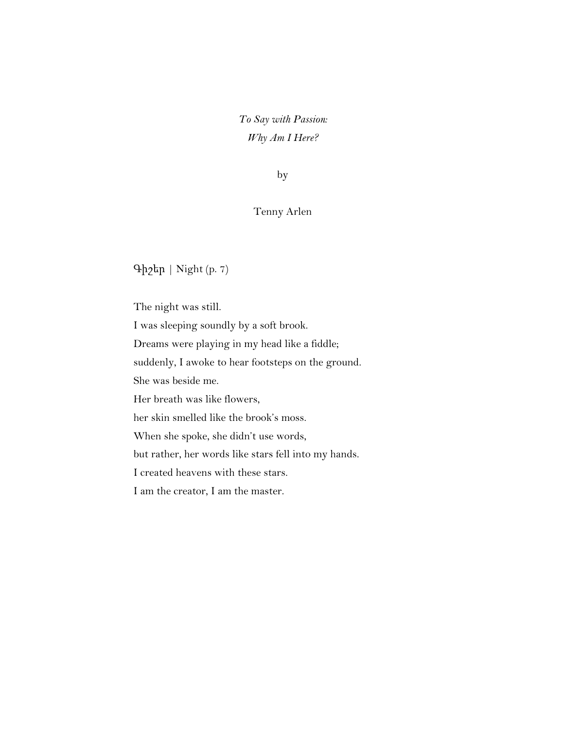*To Say with Passion:*
*Why Am I Here?*

by

Tenny Arlen

## Գիշեր | Night (p. 7)

The night was still.
I was sleeping soundly by a soft brook.
Dreams were playing in my head like a fiddle;
suddenly, I awoke to hear footsteps on the ground.
She was beside me.
Her breath was like flowers,
her skin smelled like the brook's moss.
When she spoke, she didn't use words,
but rather, her words like stars fell into my hands.
I created heavens with these stars.
I am the creator, I am the master.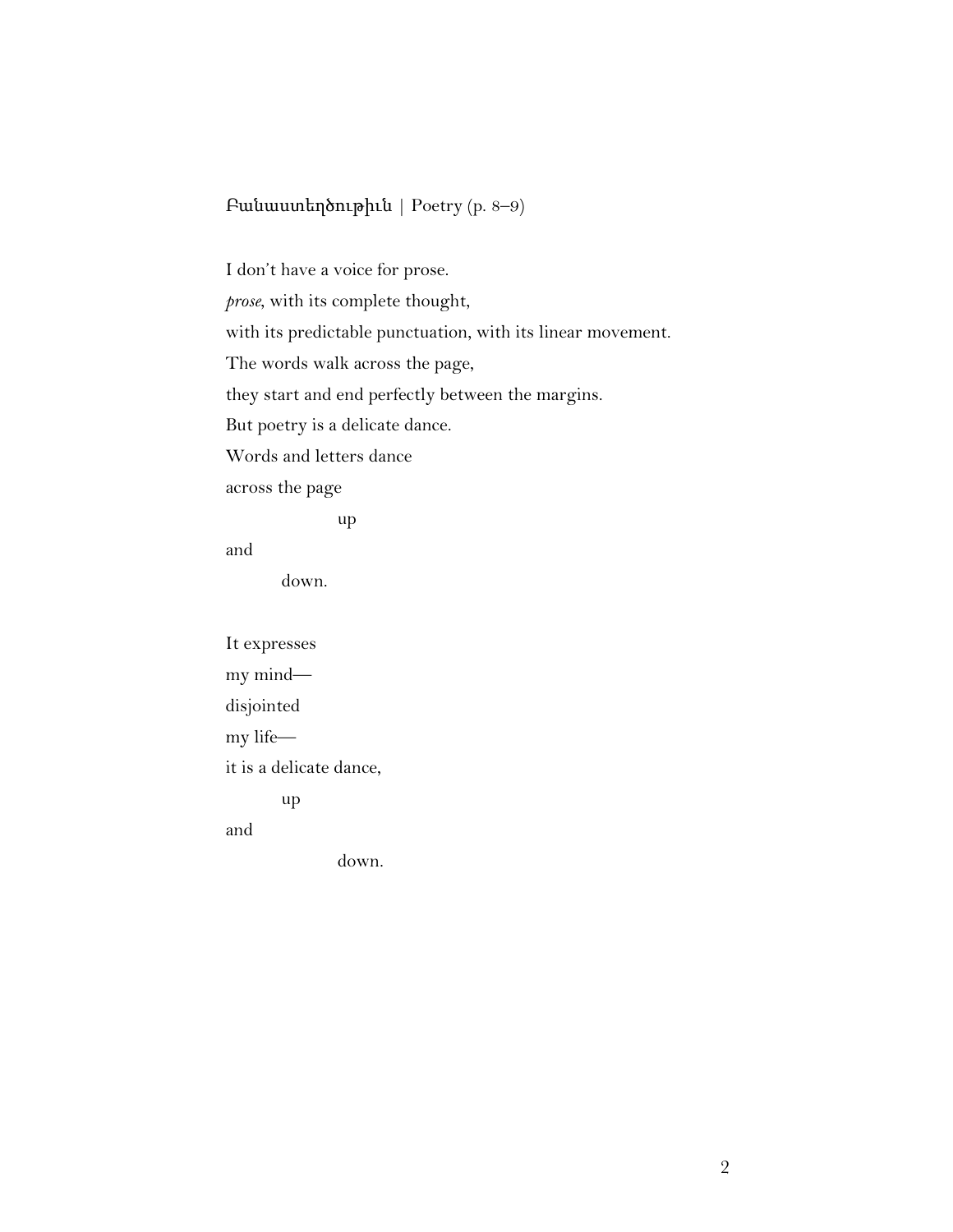Բանաստեղծութիւն | Poetry (p. 8–9)

I don't have a voice for prose.  
*prose*, with its complete thought,  
with its predictable punctuation, with its linear movement.  
The words walk across the page,  
they start and end perfectly between the margins.  
But poetry is a delicate dance.  
Words and letters dance  
across the page  
&nbsp;&nbsp;&nbsp;&nbsp;&nbsp;&nbsp;&nbsp;&nbsp;&nbsp;&nbsp;&nbsp;&nbsp;&nbsp;&nbsp;&nbsp;&nbsp;&nbsp;&nbsp;up  
and  
&nbsp;&nbsp;&nbsp;&nbsp;&nbsp;&nbsp;&nbsp;&nbsp;&nbsp;down.

It expresses  
my mind—  
disjointed  
my life—  
it is a delicate dance,  
&nbsp;&nbsp;&nbsp;&nbsp;&nbsp;&nbsp;&nbsp;&nbsp;&nbsp;up  
and  
&nbsp;&nbsp;&nbsp;&nbsp;&nbsp;&nbsp;&nbsp;&nbsp;&nbsp;&nbsp;&nbsp;&nbsp;&nbsp;&nbsp;&nbsp;&nbsp;&nbsp;&nbsp;down.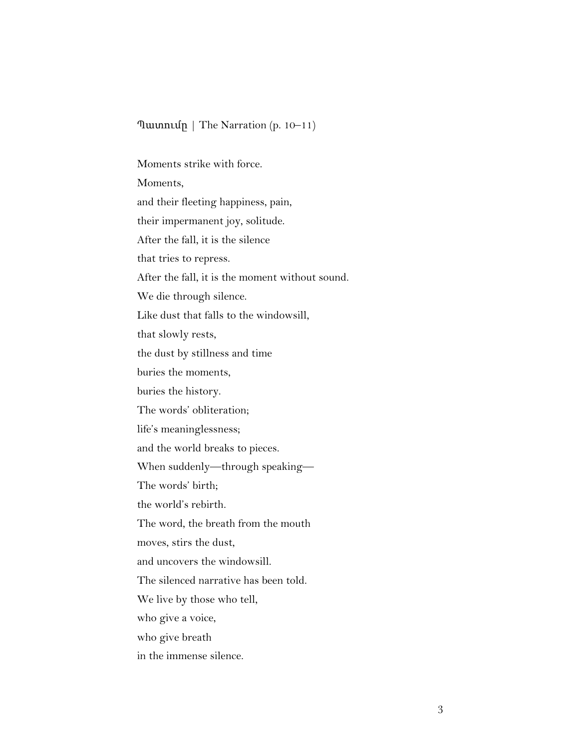Պատումը | The Narration (p. 10–11)

Moments strike with force.  
Moments,  
and their fleeting happiness, pain,  
their impermanent joy, solitude.  
After the fall, it is the silence  
that tries to repress.  
After the fall, it is the moment without sound.  
We die through silence.  
Like dust that falls to the windowsill,  
that slowly rests,  
the dust by stillness and time  
buries the moments,  
buries the history.  
The words' obliteration;  
life's meaninglessness;  
and the world breaks to pieces.  
When suddenly—through speaking—  
The words' birth;  
the world's rebirth.  
The word, the breath from the mouth  
moves, stirs the dust,  
and uncovers the windowsill.  
The silenced narrative has been told.  
We live by those who tell,  
who give a voice,  
who give breath  
in the immense silence.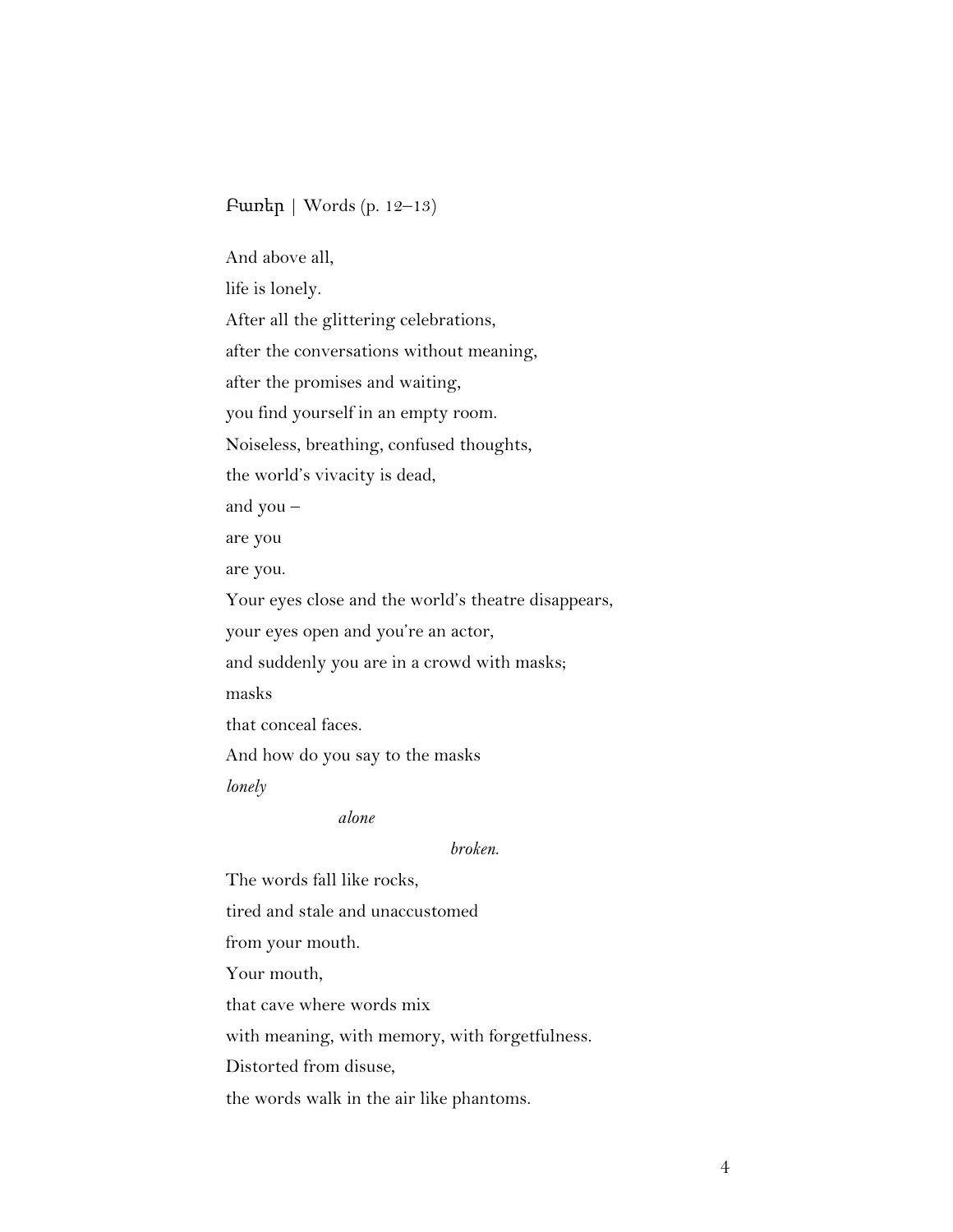## Բառեր | Words (p. 12–13)

And above all,

life is lonely.

After all the glittering celebrations,

after the conversations without meaning,

after the promises and waiting,

you find yourself in an empty room.

Noiseless, breathing, confused thoughts,

the world's vivacity is dead,

and you –

are you

are you.

Your eyes close and the world's theatre disappears,

your eyes open and you're an actor,

and suddenly you are in a crowd with masks;

masks

that conceal faces.

And how do you say to the masks

*lonely*

            *alone*

                        *broken.*

The words fall like rocks,

tired and stale and unaccustomed

from your mouth.

Your mouth,

that cave where words mix

with meaning, with memory, with forgetfulness.

Distorted from disuse,

the words walk in the air like phantoms.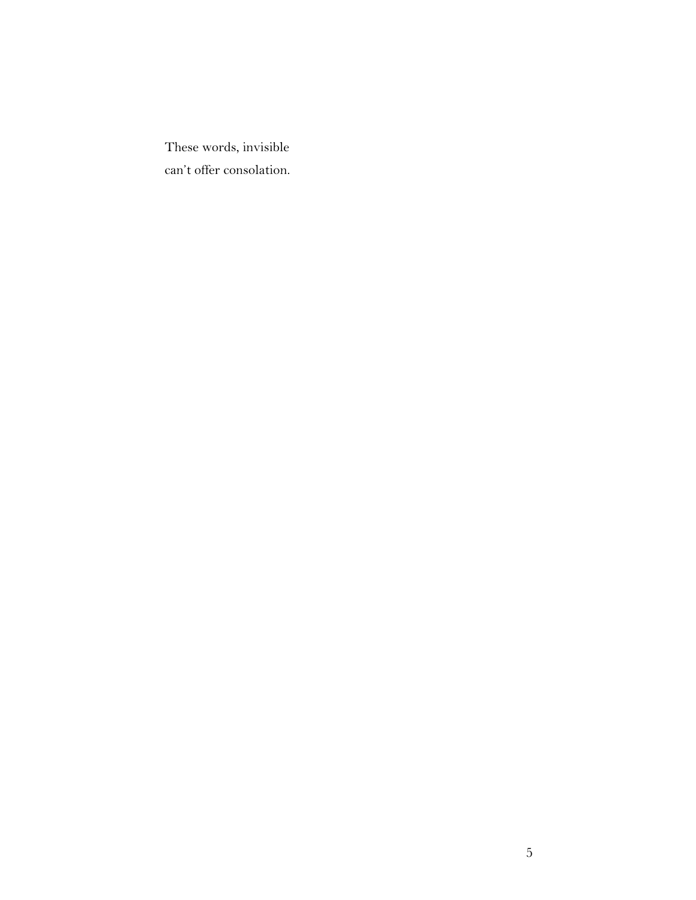These words, invisible
can't offer consolation.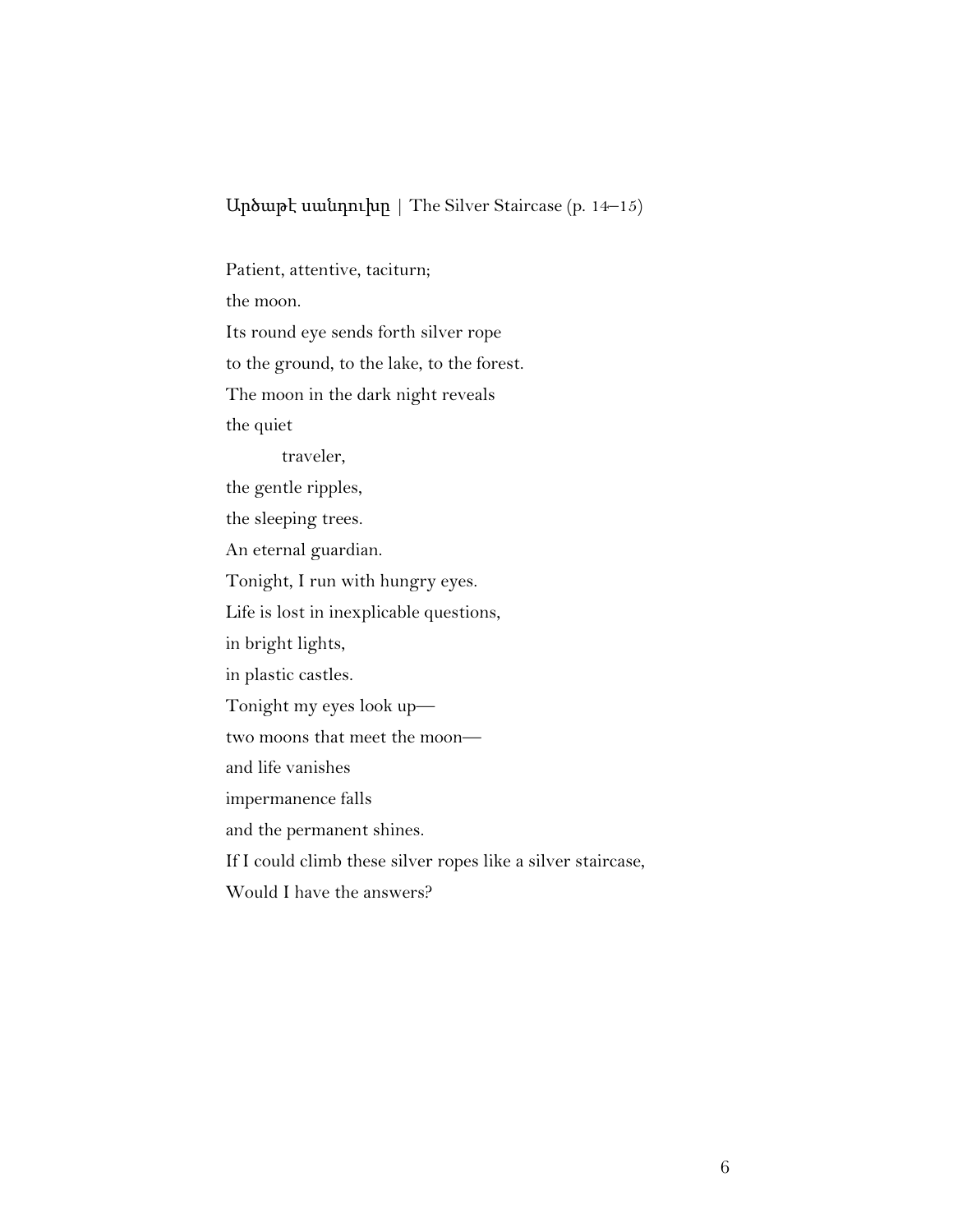## Արծաթէ սանդուխը | The Silver Staircase (p. 14–15)

Patient, attentive, taciturn;

the moon.

Its round eye sends forth silver rope

to the ground, to the lake, to the forest.

The moon in the dark night reveals

the quiet

    traveler,

the gentle ripples,

the sleeping trees.

An eternal guardian.

Tonight, I run with hungry eyes.

Life is lost in inexplicable questions,

in bright lights,

in plastic castles.

Tonight my eyes look up—

two moons that meet the moon—

and life vanishes

impermanence falls

and the permanent shines.

If I could climb these silver ropes like a silver staircase,

Would I have the answers?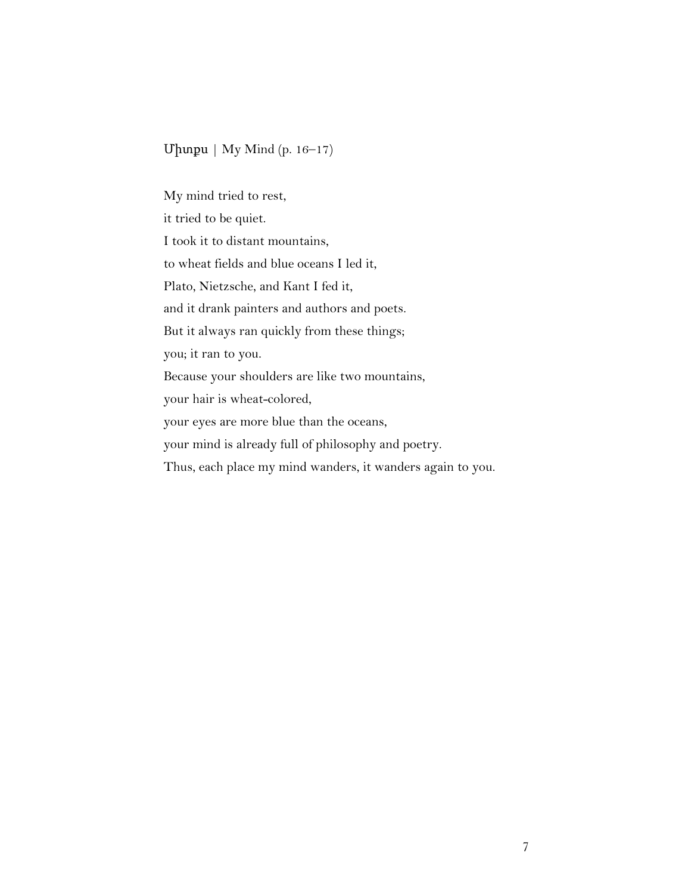Միտքս | My Mind (p. 16–17)

My mind tried to rest,
it tried to be quiet.
I took it to distant mountains,
to wheat fields and blue oceans I led it,
Plato, Nietzsche, and Kant I fed it,
and it drank painters and authors and poets.
But it always ran quickly from these things;
you; it ran to you.
Because your shoulders are like two mountains,
your hair is wheat-colored,
your eyes are more blue than the oceans,
your mind is already full of philosophy and poetry.
Thus, each place my mind wanders, it wanders again to you.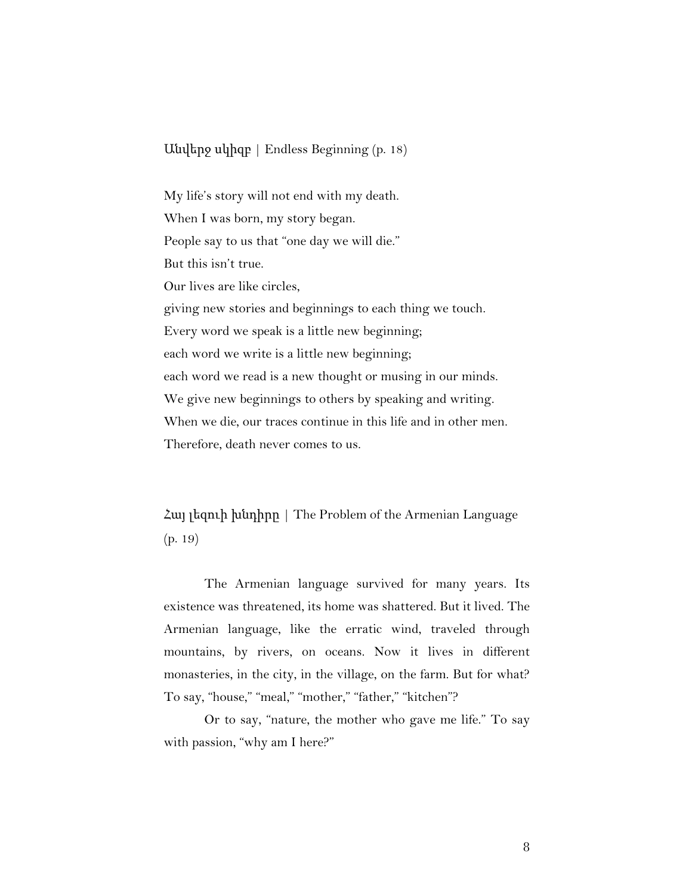## Անվերջ սկիզբ | Endless Beginning (p. 18)

My life's story will not end with my death.
When I was born, my story began.
People say to us that "one day we will die."
But this isn't true.
Our lives are like circles,
giving new stories and beginnings to each thing we touch.
Every word we speak is a little new beginning;
each word we write is a little new beginning;
each word we read is a new thought or musing in our minds.
We give new beginnings to others by speaking and writing.
When we die, our traces continue in this life and in other men.
Therefore, death never comes to us.

## Հայ լեզուի խնդիրը | The Problem of the Armenian Language (p. 19)

The Armenian language survived for many years. Its existence was threatened, its home was shattered. But it lived. The Armenian language, like the erratic wind, traveled through mountains, by rivers, on oceans. Now it lives in different monasteries, in the city, in the village, on the farm. But for what? To say, "house," "meal," "mother," "father," "kitchen"?

Or to say, "nature, the mother who gave me life." To say with passion, "why am I here?"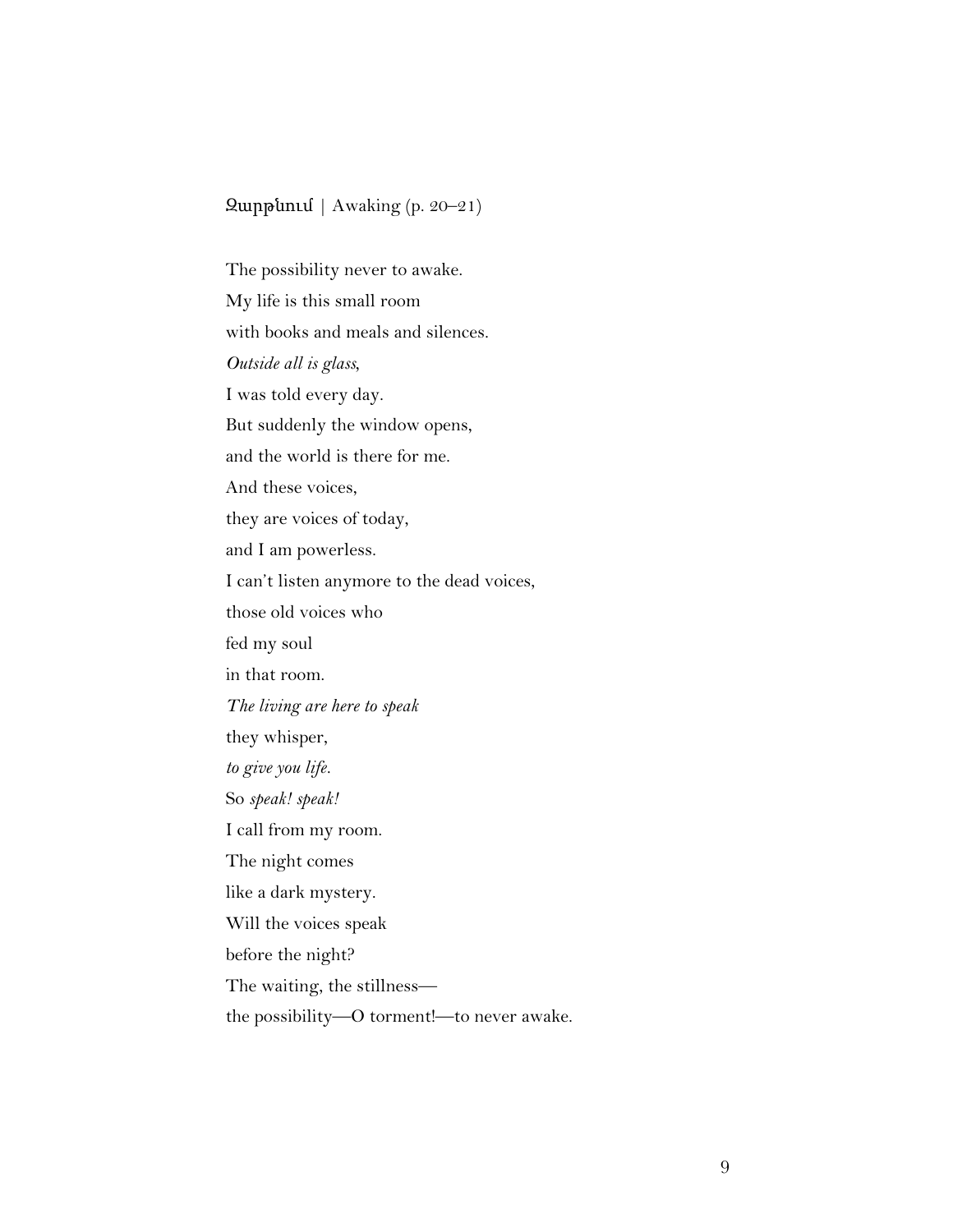## Զարթնում | Awaking (p. 20–21)

The possibility never to awake.  
My life is this small room  
with books and meals and silences.  
*Outside all is glass*,  
I was told every day.  
But suddenly the window opens,  
and the world is there for me.  
And these voices,  
they are voices of today,  
and I am powerless.  
I can't listen anymore to the dead voices,  
those old voices who  
fed my soul  
in that room.  
*The living are here to speak*  
they whisper,  
*to give you life.*  
So *speak! speak!*  
I call from my room.  
The night comes  
like a dark mystery.  
Will the voices speak  
before the night?  
The waiting, the stillness—  
the possibility—O torment!—to never awake.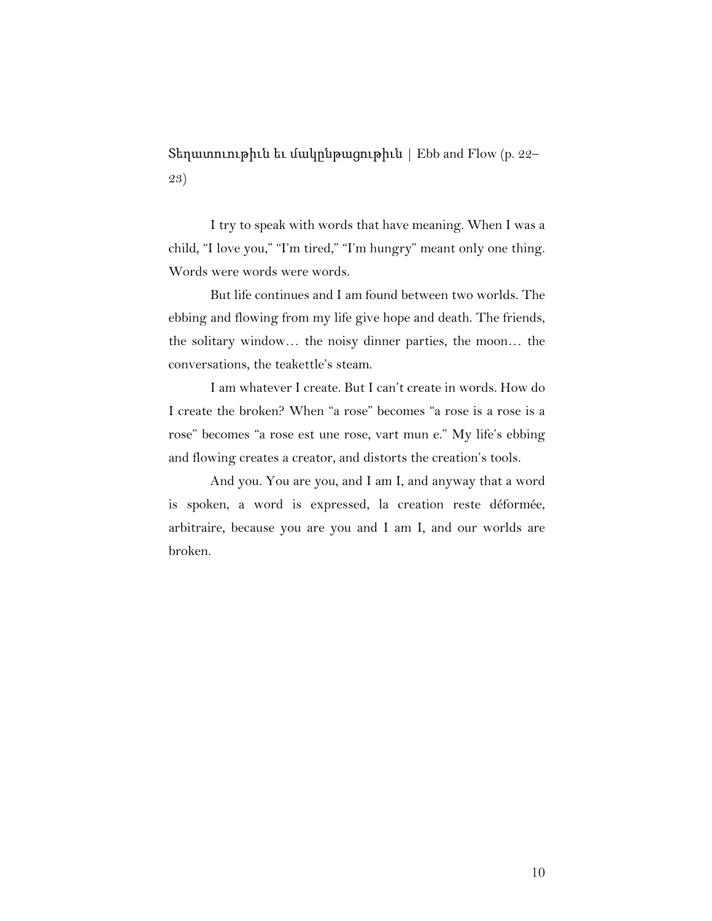Տեղատուութիւն եւ մակընթացութիւն | Ebb and Flow (p. 22–23)

I try to speak with words that have meaning. When I was a child, "I love you," "I'm tired," "I'm hungry" meant only one thing. Words were words were words.

But life continues and I am found between two worlds. The ebbing and flowing from my life give hope and death. The friends, the solitary window… the noisy dinner parties, the moon… the conversations, the teakettle's steam.

I am whatever I create. But I can't create in words. How do I create the broken? When "a rose" becomes "a rose is a rose is a rose" becomes "a rose est une rose, vart mun e." My life's ebbing and flowing creates a creator, and distorts the creation's tools.

And you. You are you, and I am I, and anyway that a word is spoken, a word is expressed, la creation reste déformée, arbitraire, because you are you and I am I, and our worlds are broken.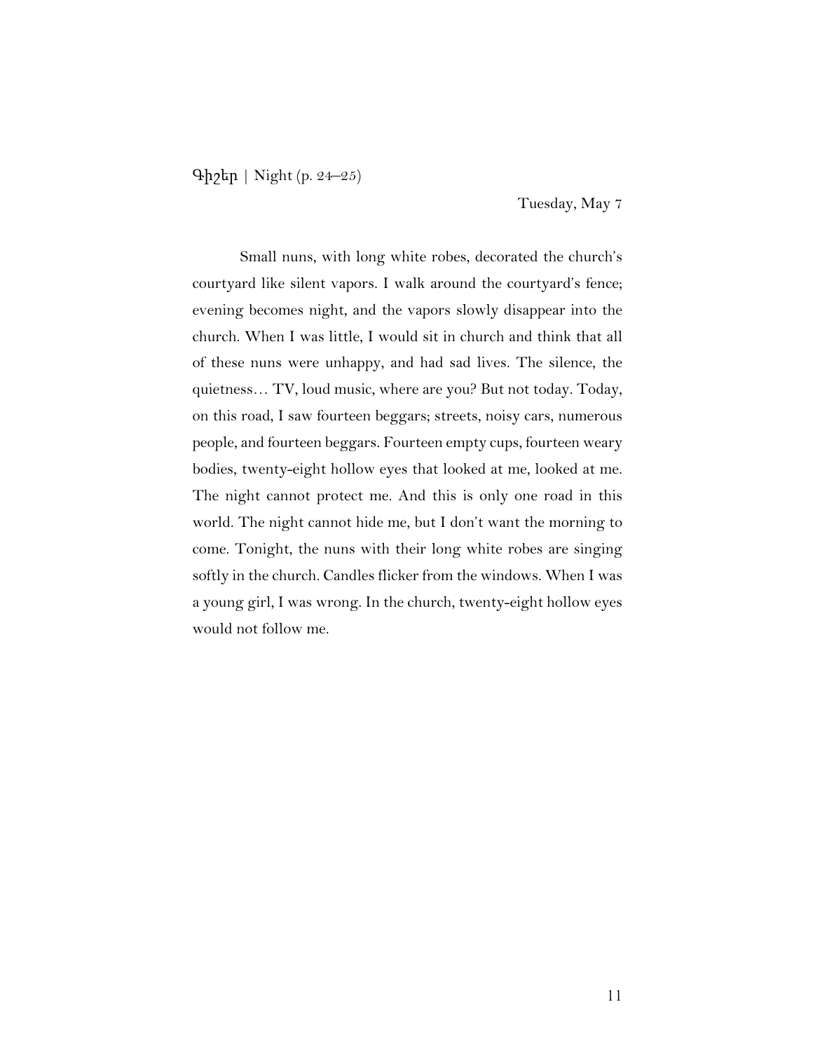Գիշեր | Night (p. 24–25)

Tuesday, May 7

Small nuns, with long white robes, decorated the church's courtyard like silent vapors. I walk around the courtyard's fence; evening becomes night, and the vapors slowly disappear into the church. When I was little, I would sit in church and think that all of these nuns were unhappy, and had sad lives. The silence, the quietness… TV, loud music, where are you? But not today. Today, on this road, I saw fourteen beggars; streets, noisy cars, numerous people, and fourteen beggars. Fourteen empty cups, fourteen weary bodies, twenty-eight hollow eyes that looked at me, looked at me. The night cannot protect me. And this is only one road in this world. The night cannot hide me, but I don't want the morning to come. Tonight, the nuns with their long white robes are singing softly in the church. Candles flicker from the windows. When I was a young girl, I was wrong. In the church, twenty-eight hollow eyes would not follow me.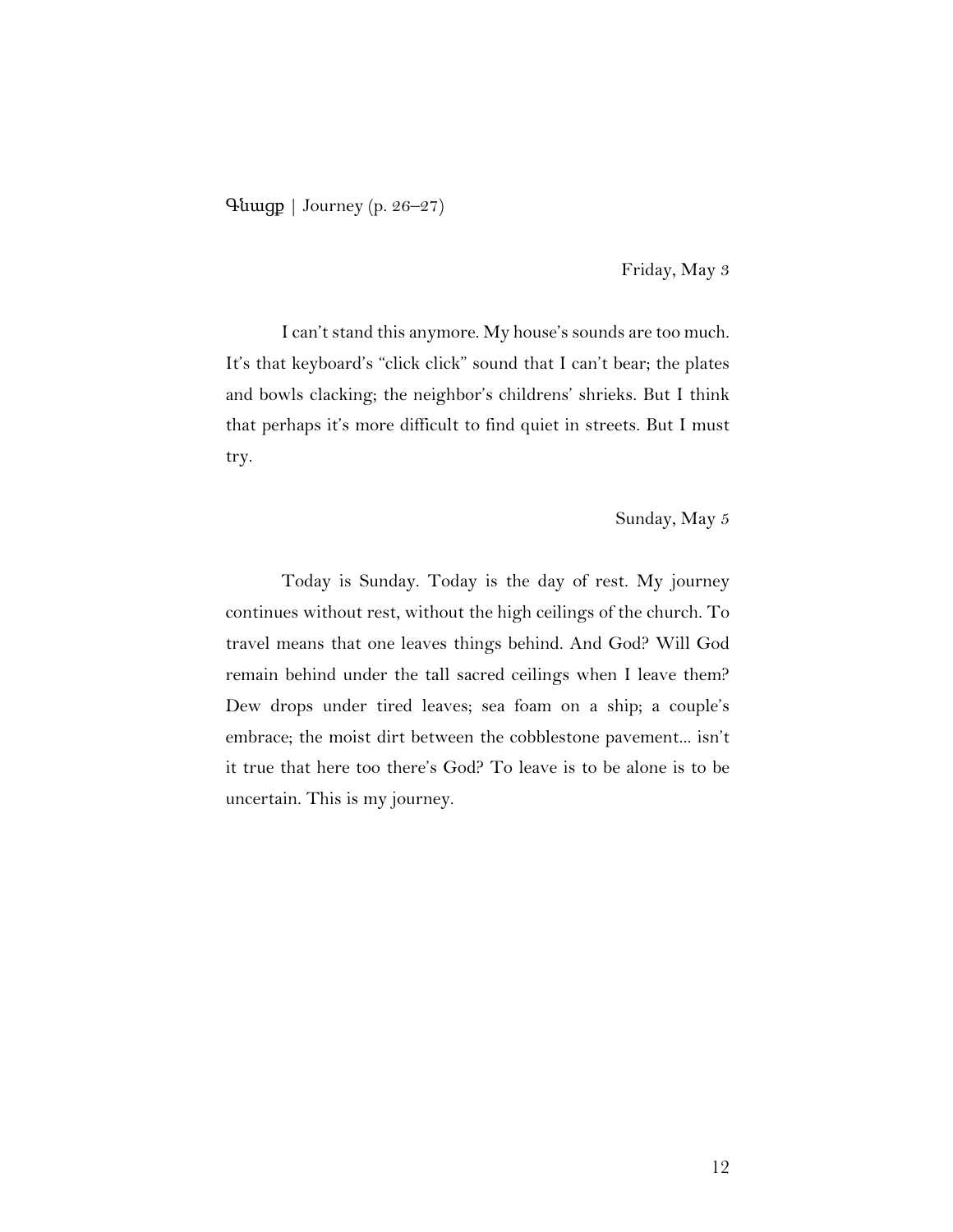Գնացք | Journey (p. 26–27)

Friday, May 3

I can't stand this anymore. My house's sounds are too much. It's that keyboard's "click click" sound that I can't bear; the plates and bowls clacking; the neighbor's childrens' shrieks. But I think that perhaps it's more difficult to find quiet in streets. But I must try.

Sunday, May 5

Today is Sunday. Today is the day of rest. My journey continues without rest, without the high ceilings of the church. To travel means that one leaves things behind. And God? Will God remain behind under the tall sacred ceilings when I leave them? Dew drops under tired leaves; sea foam on a ship; a couple's embrace; the moist dirt between the cobblestone pavement... isn't it true that here too there's God? To leave is to be alone is to be uncertain. This is my journey.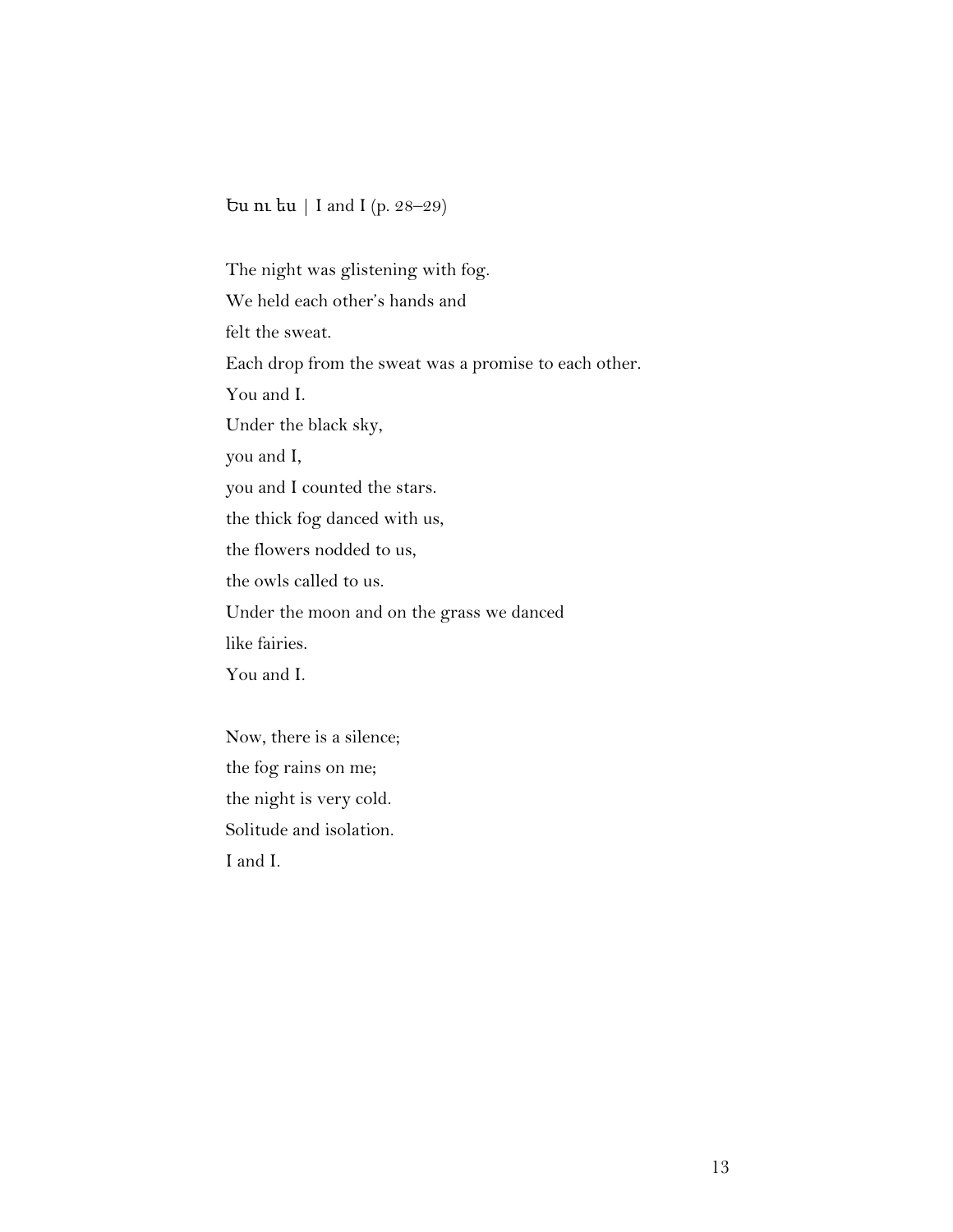Ես ու ես | I and I (p. 28–29)

The night was glistening with fog.  
We held each other's hands and  
felt the sweat.  
Each drop from the sweat was a promise to each other.  
You and I.  
Under the black sky,  
you and I,  
you and I counted the stars.  
the thick fog danced with us,  
the flowers nodded to us,  
the owls called to us.  
Under the moon and on the grass we danced  
like fairies.  
You and I.

Now, there is a silence;  
the fog rains on me;  
the night is very cold.  
Solitude and isolation.  
I and I.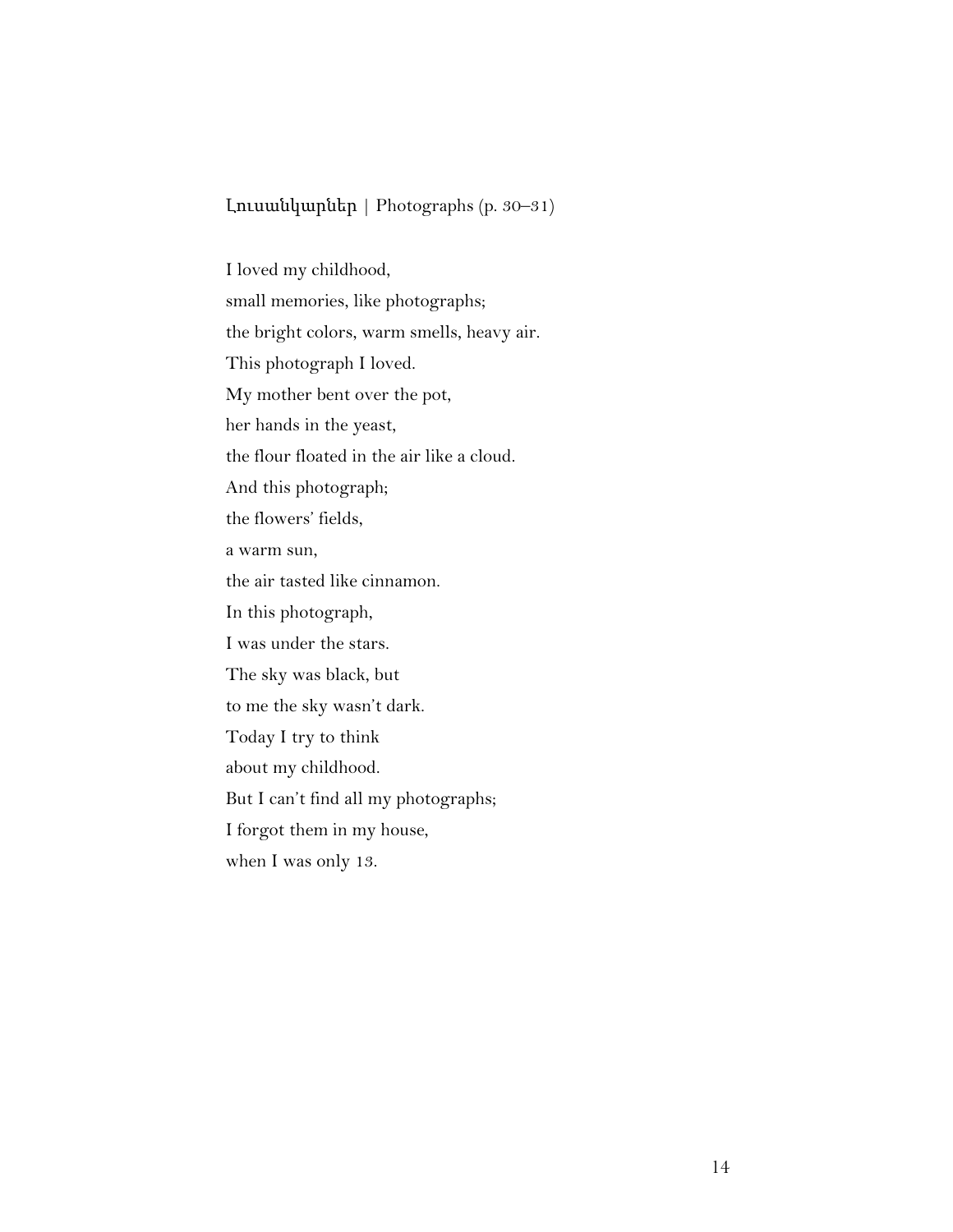## Լուսանկարներ | Photographs (p. 30–31)

I loved my childhood,  
small memories, like photographs;  
the bright colors, warm smells, heavy air.  
This photograph I loved.  
My mother bent over the pot,  
her hands in the yeast,  
the flour floated in the air like a cloud.  
And this photograph;  
the flowers' fields,  
a warm sun,  
the air tasted like cinnamon.  
In this photograph,  
I was under the stars.  
The sky was black, but  
to me the sky wasn't dark.  
Today I try to think  
about my childhood.  
But I can't find all my photographs;  
I forgot them in my house,  
when I was only 13.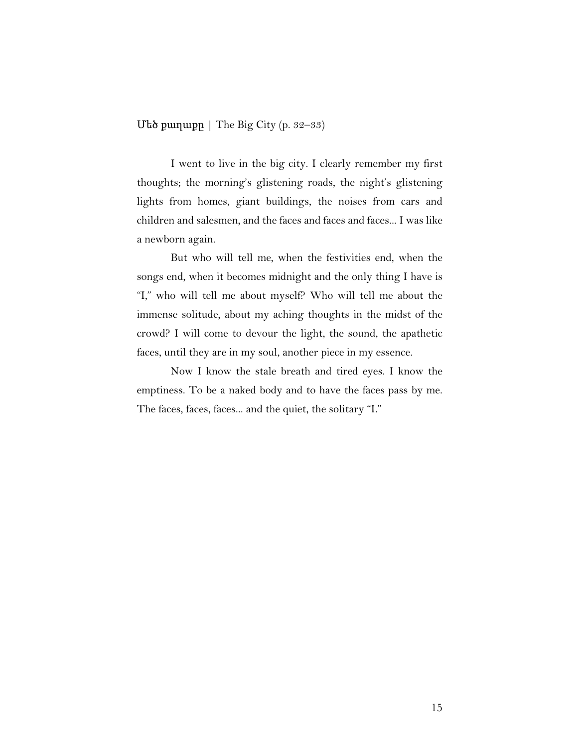## Մեծ քաղաքը | The Big City (p. 32–33)

I went to live in the big city. I clearly remember my first thoughts; the morning's glistening roads, the night's glistening lights from homes, giant buildings, the noises from cars and children and salesmen, and the faces and faces and faces... I was like a newborn again.

But who will tell me, when the festivities end, when the songs end, when it becomes midnight and the only thing I have is "I," who will tell me about myself? Who will tell me about the immense solitude, about my aching thoughts in the midst of the crowd? I will come to devour the light, the sound, the apathetic faces, until they are in my soul, another piece in my essence.

Now I know the stale breath and tired eyes. I know the emptiness. To be a naked body and to have the faces pass by me. The faces, faces, faces... and the quiet, the solitary "I."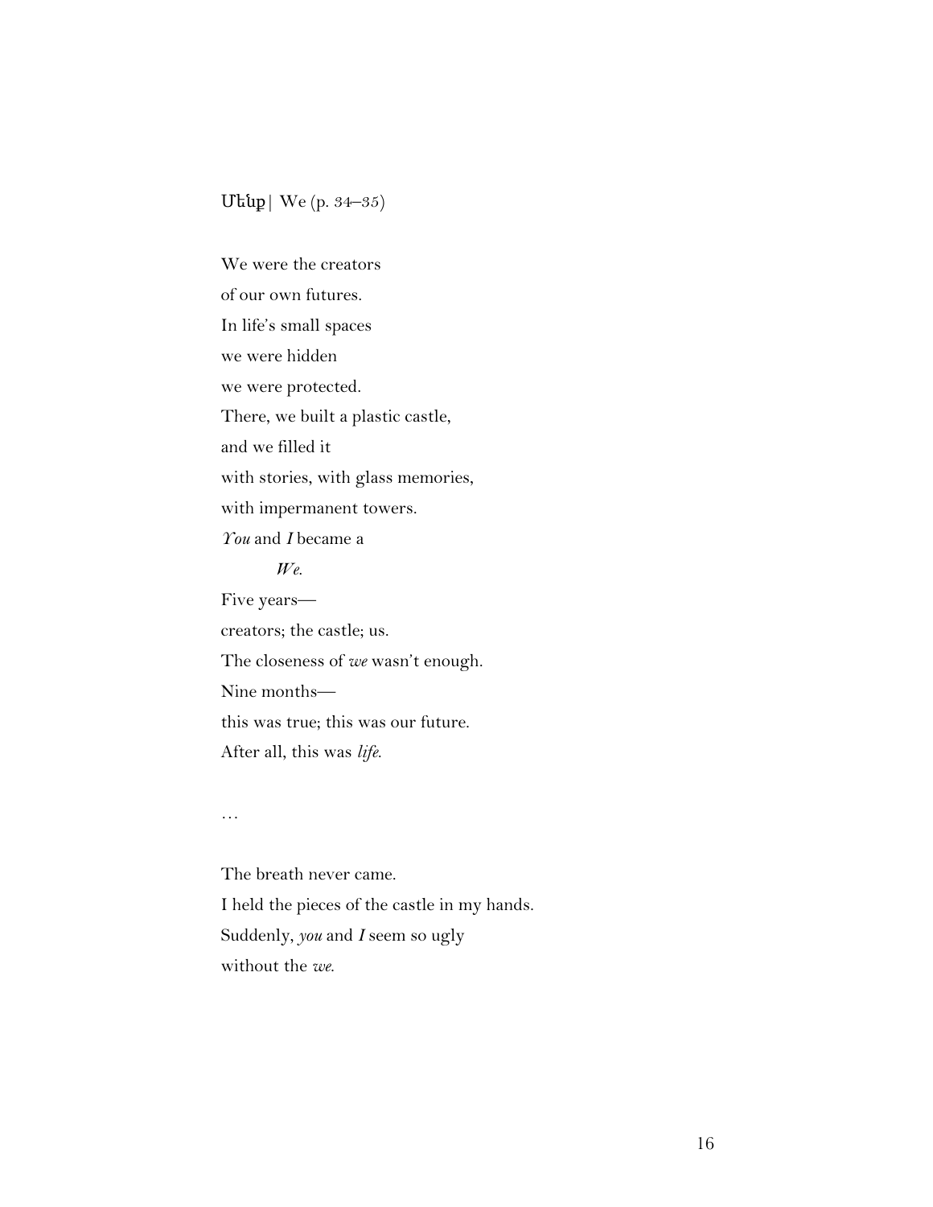Մենք | We (p. 34–35)

We were the creators
of our own futures.
In life's small spaces
we were hidden
we were protected.
There, we built a plastic castle,
and we filled it
with stories, with glass memories,
with impermanent towers.
*You* and *I* became a

        *We*.

Five years—
creators; the castle; us.
The closeness of *we* wasn't enough.
Nine months—
this was true; this was our future.
After all, this was *life*.

…

The breath never came.
I held the pieces of the castle in my hands.
Suddenly, *you* and *I* seem so ugly
without the *we*.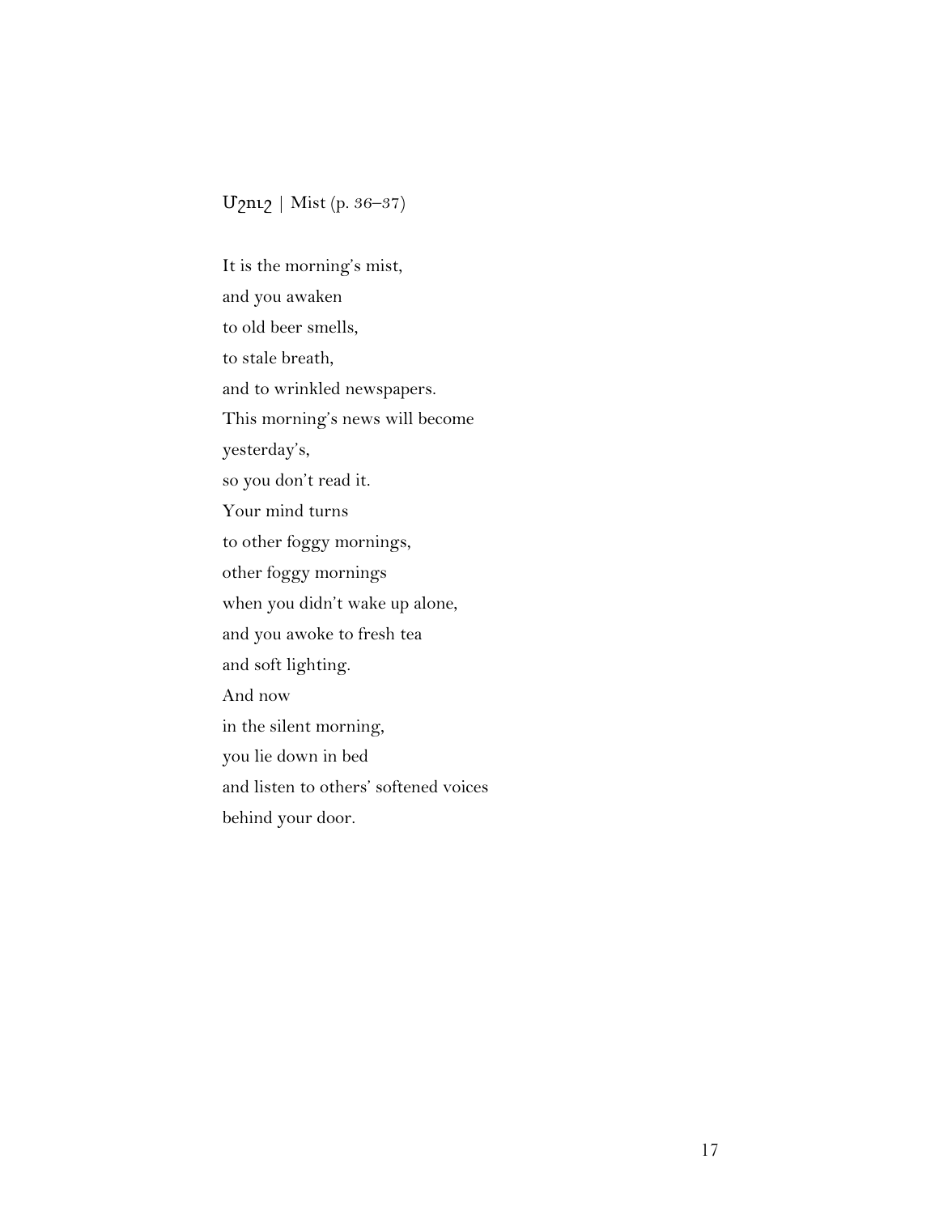## Մշուշ | Mist (p. 36–37)

It is the morning's mist,
and you awaken
to old beer smells,
to stale breath,
and to wrinkled newspapers.
This morning's news will become
yesterday's,
so you don't read it.
Your mind turns
to other foggy mornings,
other foggy mornings
when you didn't wake up alone,
and you awoke to fresh tea
and soft lighting.
And now
in the silent morning,
you lie down in bed
and listen to others' softened voices
behind your door.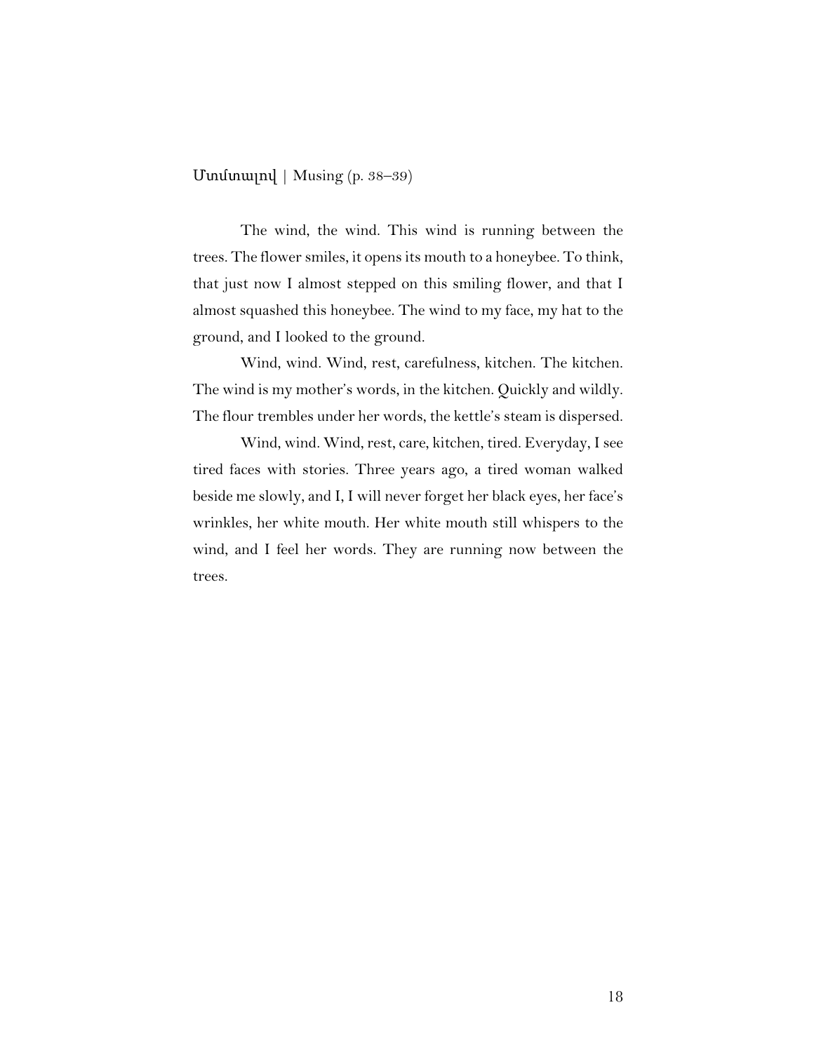## Մտմտալով | Musing (p. 38–39)

The wind, the wind. This wind is running between the trees. The flower smiles, it opens its mouth to a honeybee. To think, that just now I almost stepped on this smiling flower, and that I almost squashed this honeybee. The wind to my face, my hat to the ground, and I looked to the ground.

Wind, wind. Wind, rest, carefulness, kitchen. The kitchen. The wind is my mother's words, in the kitchen. Quickly and wildly. The flour trembles under her words, the kettle's steam is dispersed.

Wind, wind. Wind, rest, care, kitchen, tired. Everyday, I see tired faces with stories. Three years ago, a tired woman walked beside me slowly, and I, I will never forget her black eyes, her face's wrinkles, her white mouth. Her white mouth still whispers to the wind, and I feel her words. They are running now between the trees.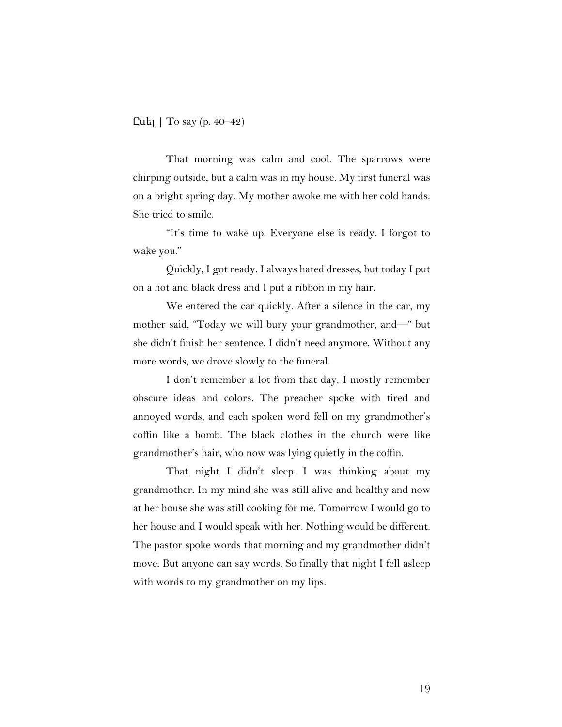## Ըսել | To say (p. 40–42)

That morning was calm and cool. The sparrows were chirping outside, but a calm was in my house. My first funeral was on a bright spring day. My mother awoke me with her cold hands. She tried to smile.

"It's time to wake up. Everyone else is ready. I forgot to wake you."

Quickly, I got ready. I always hated dresses, but today I put on a hot and black dress and I put a ribbon in my hair.

We entered the car quickly. After a silence in the car, my mother said, "Today we will bury your grandmother, and—" but she didn't finish her sentence. I didn't need anymore. Without any more words, we drove slowly to the funeral.

I don't remember a lot from that day. I mostly remember obscure ideas and colors. The preacher spoke with tired and annoyed words, and each spoken word fell on my grandmother's coffin like a bomb. The black clothes in the church were like grandmother's hair, who now was lying quietly in the coffin.

That night I didn't sleep. I was thinking about my grandmother. In my mind she was still alive and healthy and now at her house she was still cooking for me. Tomorrow I would go to her house and I would speak with her. Nothing would be different. The pastor spoke words that morning and my grandmother didn't move. But anyone can say words. So finally that night I fell asleep with words to my grandmother on my lips.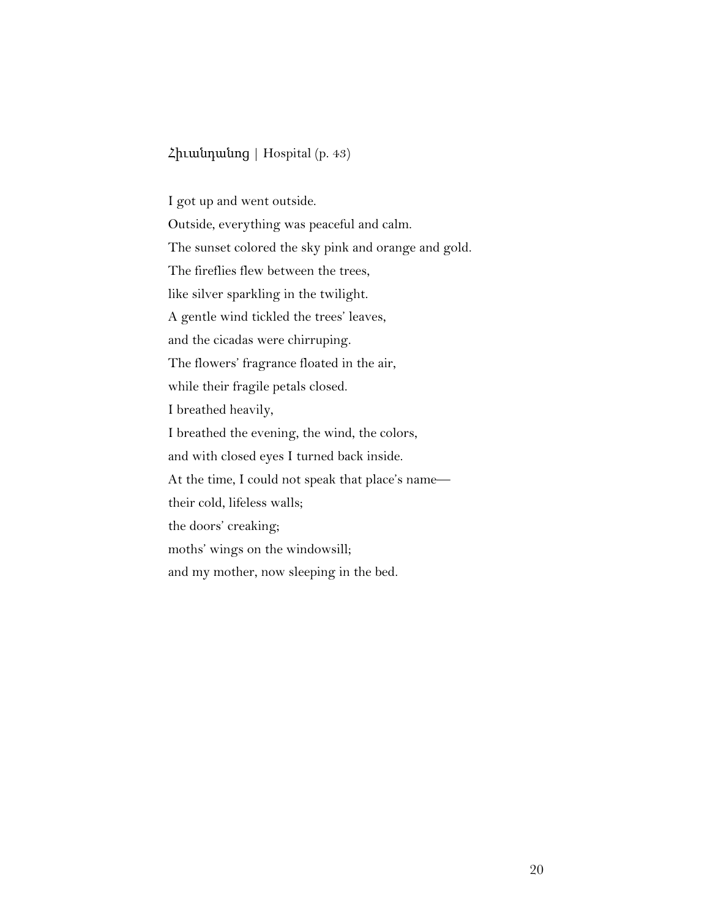Հիւանդանոց | Hospital (p. 43)

I got up and went outside.

Outside, everything was peaceful and calm.

The sunset colored the sky pink and orange and gold.

The fireflies flew between the trees,

like silver sparkling in the twilight.

A gentle wind tickled the trees' leaves,

and the cicadas were chirruping.

The flowers' fragrance floated in the air,

while their fragile petals closed.

I breathed heavily,

I breathed the evening, the wind, the colors,

and with closed eyes I turned back inside.

At the time, I could not speak that place's name—

their cold, lifeless walls;

the doors' creaking;

moths' wings on the windowsill;

and my mother, now sleeping in the bed.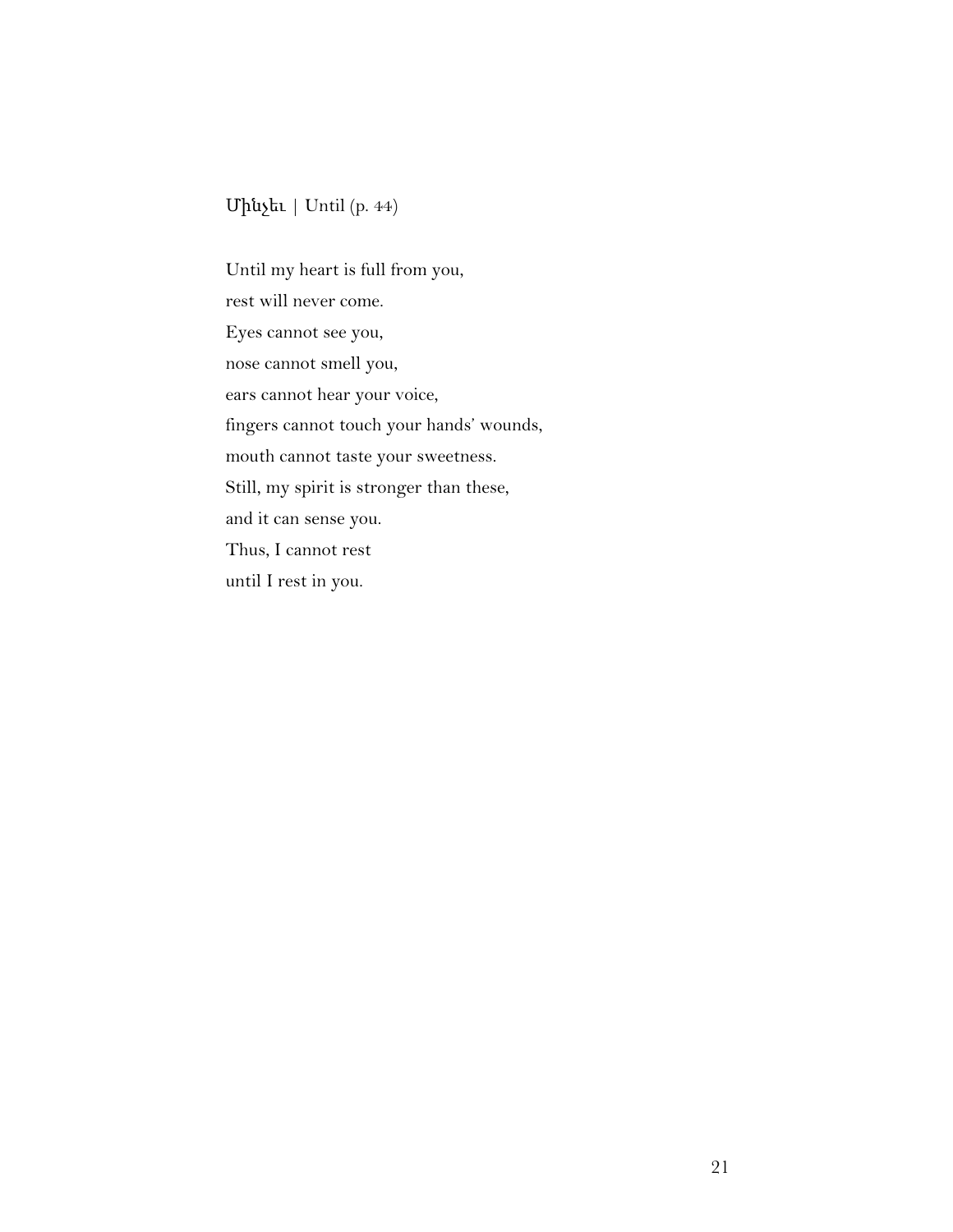Մինչեւ | Until (p. 44)

Until my heart is full from you,  
rest will never come.  
Eyes cannot see you,  
nose cannot smell you,  
ears cannot hear your voice,  
fingers cannot touch your hands' wounds,  
mouth cannot taste your sweetness.  
Still, my spirit is stronger than these,  
and it can sense you.  
Thus, I cannot rest  
until I rest in you.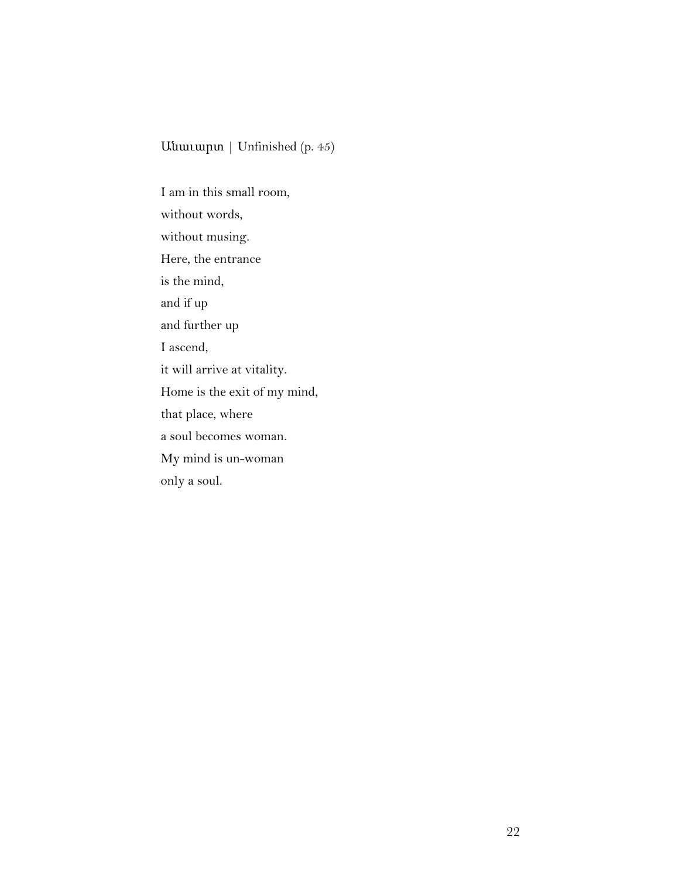Անավարտ | Unfinished (p. 45)

I am in this small room,
without words,
without musing.
Here, the entrance
is the mind,
and if up
and further up
I ascend,
it will arrive at vitality.
Home is the exit of my mind,
that place, where
a soul becomes woman.
My mind is un-woman
only a soul.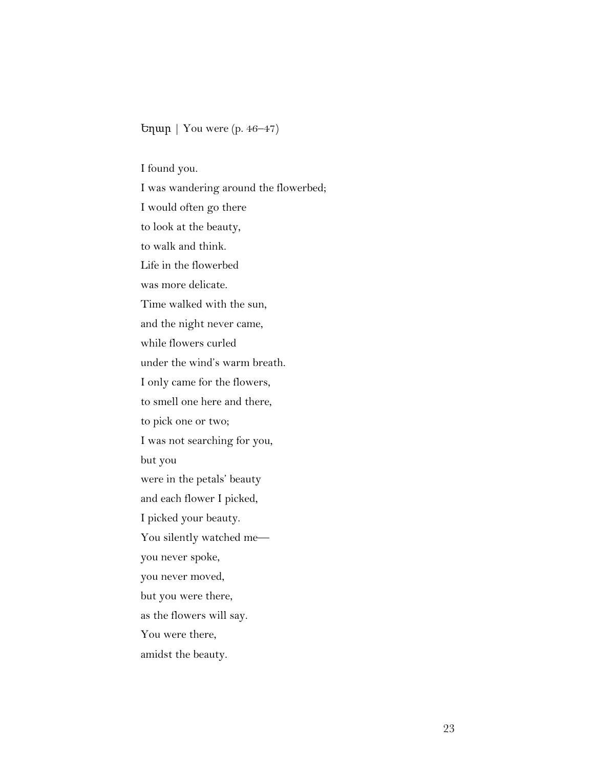Եղար | You were (p. 46–47)

I found you.
I was wandering around the flowerbed;
I would often go there
to look at the beauty,
to walk and think.
Life in the flowerbed
was more delicate.
Time walked with the sun,
and the night never came,
while flowers curled
under the wind's warm breath.
I only came for the flowers,
to smell one here and there,
to pick one or two;
I was not searching for you,
but you
were in the petals' beauty
and each flower I picked,
I picked your beauty.
You silently watched me—
you never spoke,
you never moved,
but you were there,
as the flowers will say.
You were there,
amidst the beauty.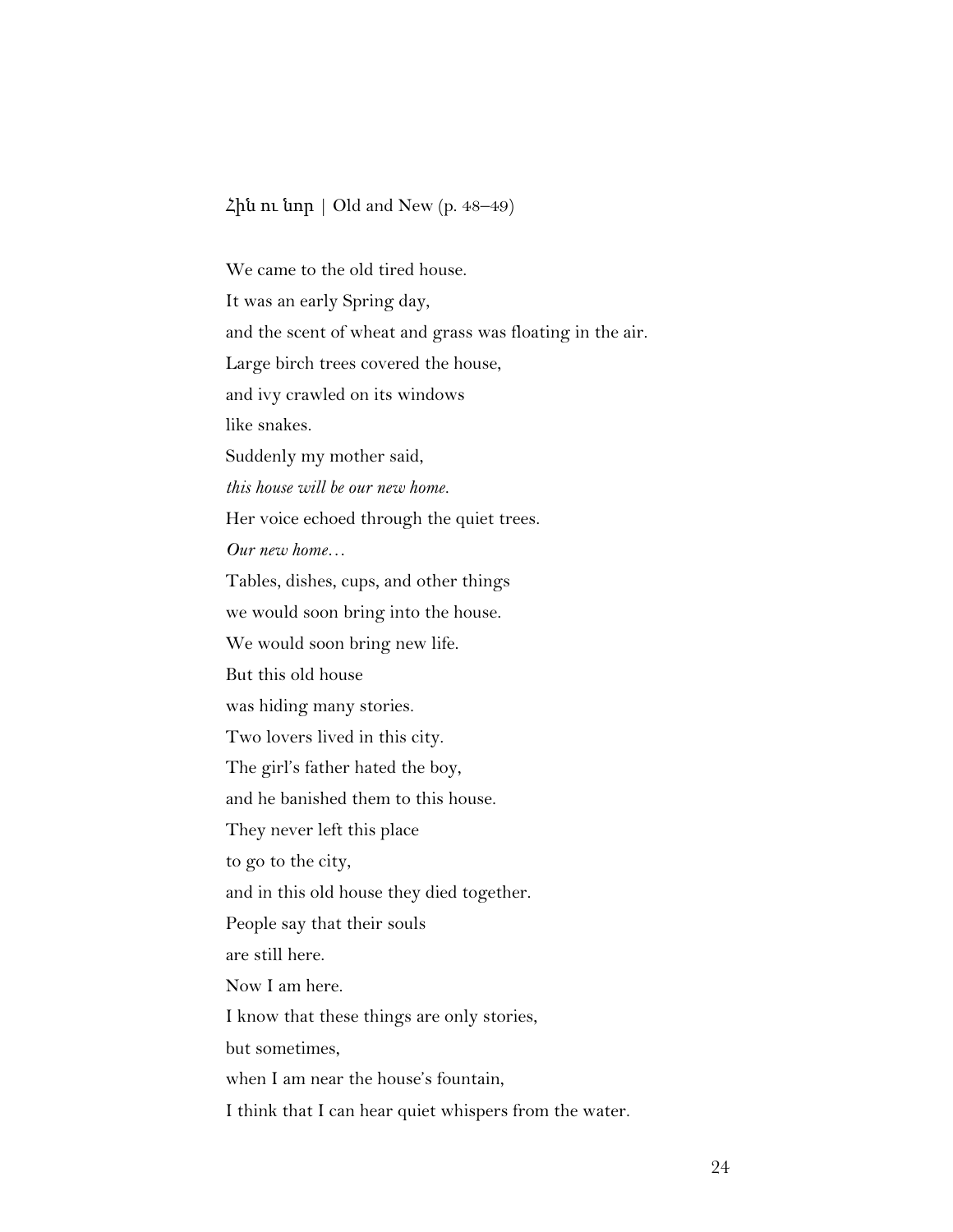Հին ու նոր | Old and New (p. 48–49)

We came to the old tired house.
It was an early Spring day,
and the scent of wheat and grass was floating in the air.
Large birch trees covered the house,
and ivy crawled on its windows
like snakes.
Suddenly my mother said,
*this house will be our new home.*
Her voice echoed through the quiet trees.
*Our new home…*
Tables, dishes, cups, and other things
we would soon bring into the house.
We would soon bring new life.
But this old house
was hiding many stories.
Two lovers lived in this city.
The girl's father hated the boy,
and he banished them to this house.
They never left this place
to go to the city,
and in this old house they died together.
People say that their souls
are still here.
Now I am here.
I know that these things are only stories,
but sometimes,
when I am near the house's fountain,
I think that I can hear quiet whispers from the water.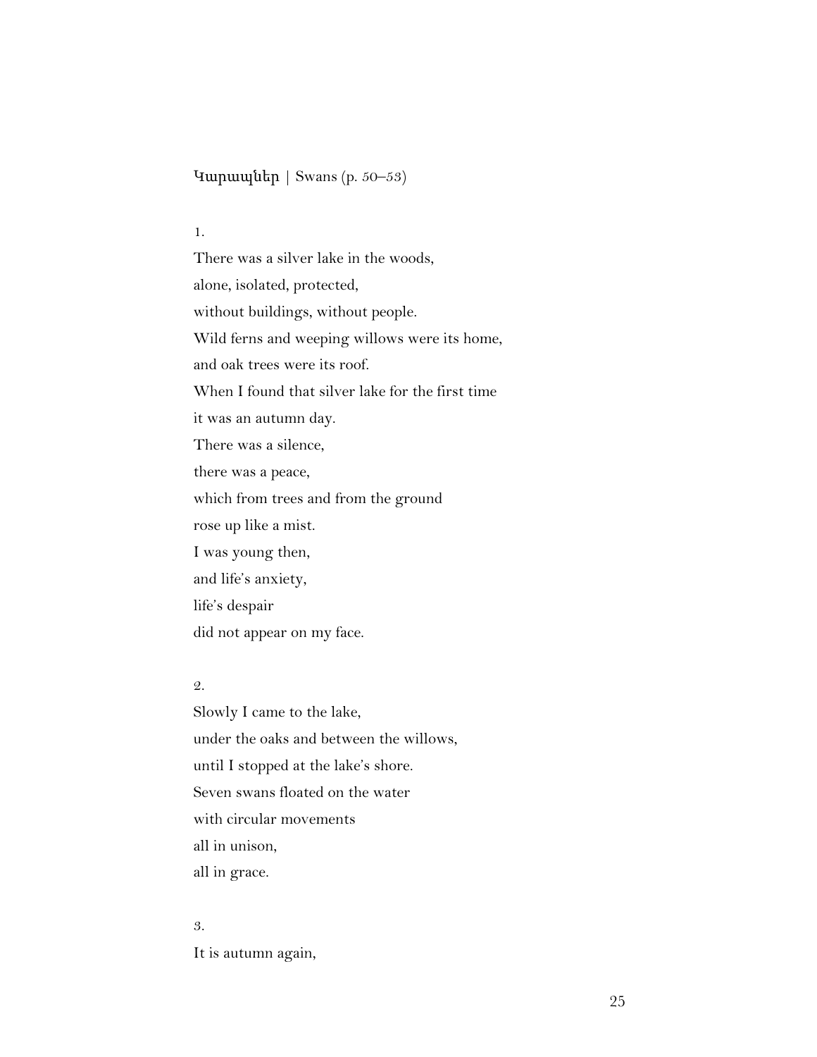## Կարապներ | Swans (p. 50–53)

1.

There was a silver lake in the woods,  
alone, isolated, protected,  
without buildings, without people.  
Wild ferns and weeping willows were its home,  
and oak trees were its roof.  
When I found that silver lake for the first time  
it was an autumn day.  
There was a silence,  
there was a peace,  
which from trees and from the ground  
rose up like a mist.  
I was young then,  
and life's anxiety,  
life's despair  
did not appear on my face.

2.

Slowly I came to the lake,  
under the oaks and between the willows,  
until I stopped at the lake's shore.  
Seven swans floated on the water  
with circular movements  
all in unison,  
all in grace.

3.

It is autumn again,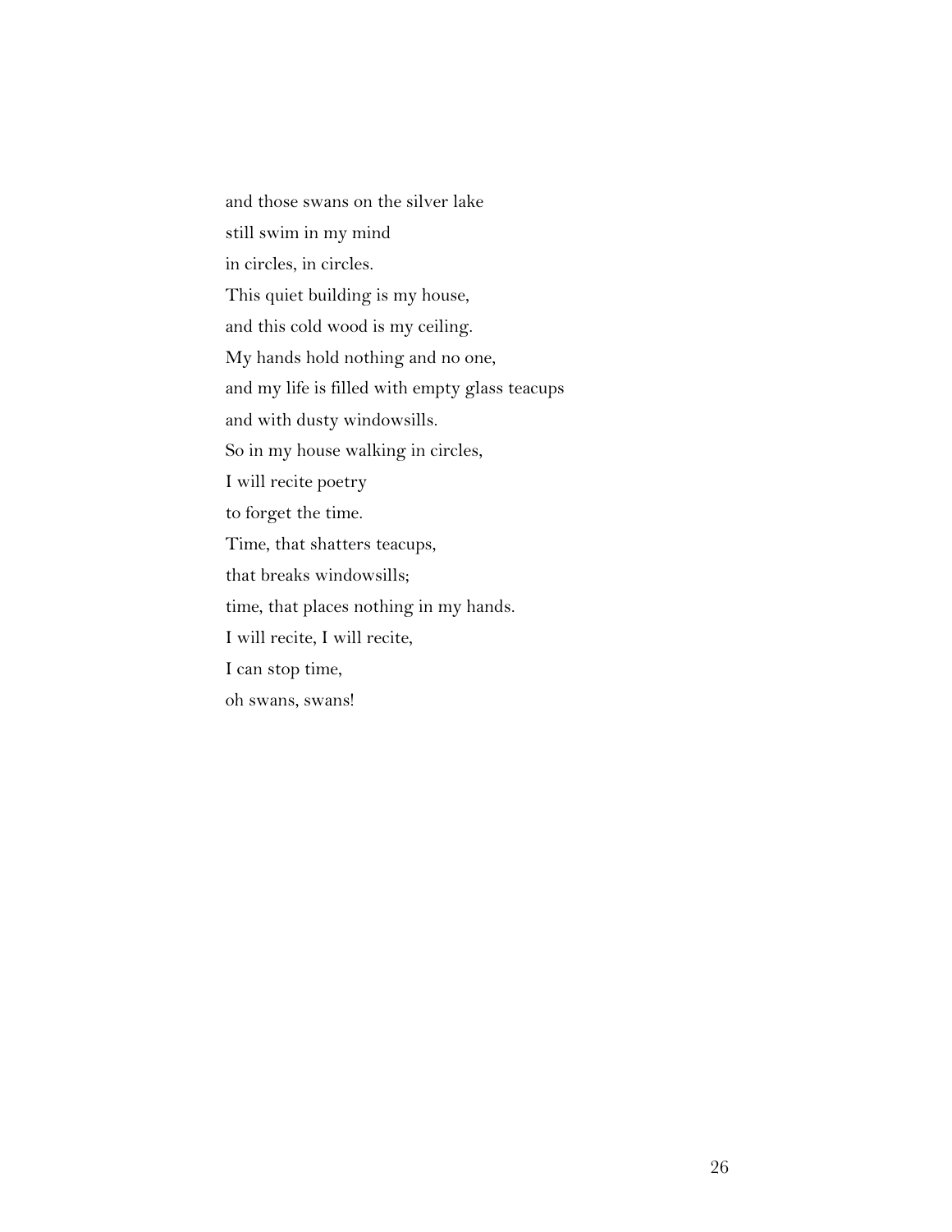and those swans on the silver lake  
still swim in my mind  
in circles, in circles.  
This quiet building is my house,  
and this cold wood is my ceiling.  
My hands hold nothing and no one,  
and my life is filled with empty glass teacups  
and with dusty windowsills.  
So in my house walking in circles,  
I will recite poetry  
to forget the time.  
Time, that shatters teacups,  
that breaks windowsills;  
time, that places nothing in my hands.  
I will recite, I will recite,  
I can stop time,  
oh swans, swans!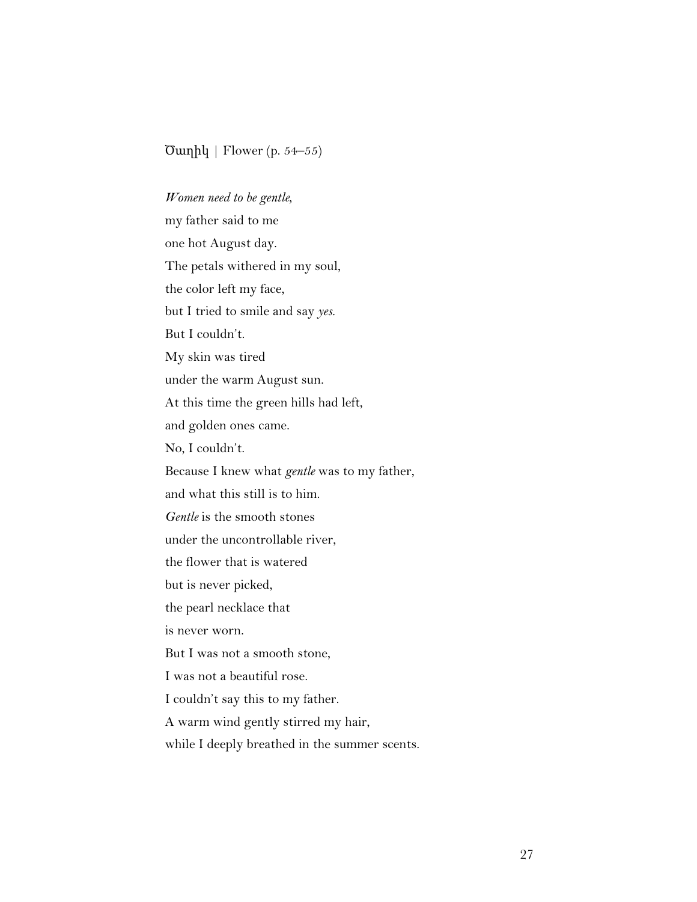## Ծաղիկ | Flower (p. 54–55)

*Women need to be gentle*,
my father said to me
one hot August day.
The petals withered in my soul,
the color left my face,
but I tried to smile and say *yes*.
But I couldn't.
My skin was tired
under the warm August sun.
At this time the green hills had left,
and golden ones came.
No, I couldn't.
Because I knew what *gentle* was to my father,
and what this still is to him.
*Gentle* is the smooth stones
under the uncontrollable river,
the flower that is watered
but is never picked,
the pearl necklace that
is never worn.
But I was not a smooth stone,
I was not a beautiful rose.
I couldn't say this to my father.
A warm wind gently stirred my hair,
while I deeply breathed in the summer scents.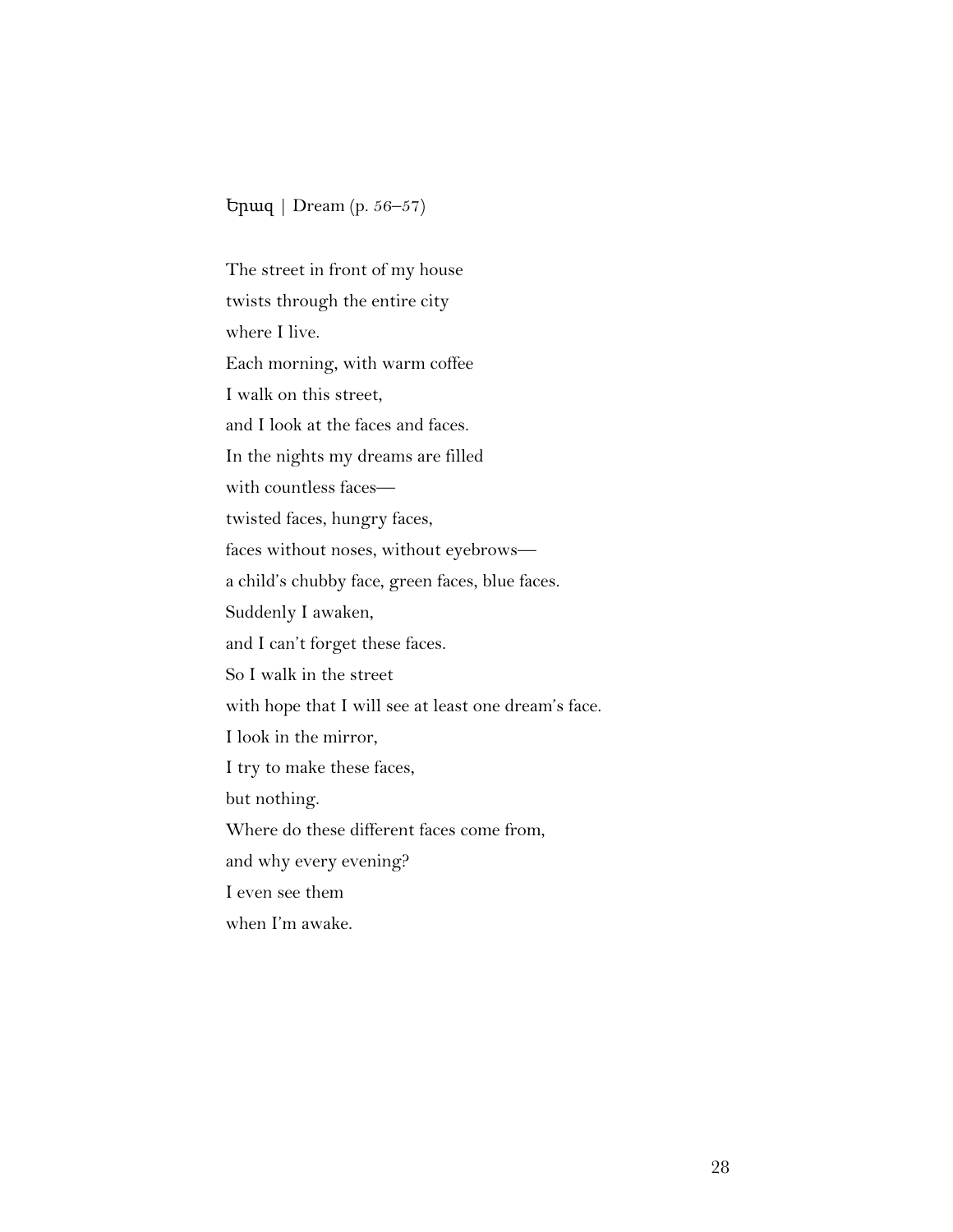## Երազ | Dream (p. 56–57)

The street in front of my house
twists through the entire city
where I live.
Each morning, with warm coffee
I walk on this street,
and I look at the faces and faces.
In the nights my dreams are filled
with countless faces—
twisted faces, hungry faces,
faces without noses, without eyebrows—
a child's chubby face, green faces, blue faces.
Suddenly I awaken,
and I can't forget these faces.
So I walk in the street
with hope that I will see at least one dream's face.
I look in the mirror,
I try to make these faces,
but nothing.
Where do these different faces come from,
and why every evening?
I even see them
when I'm awake.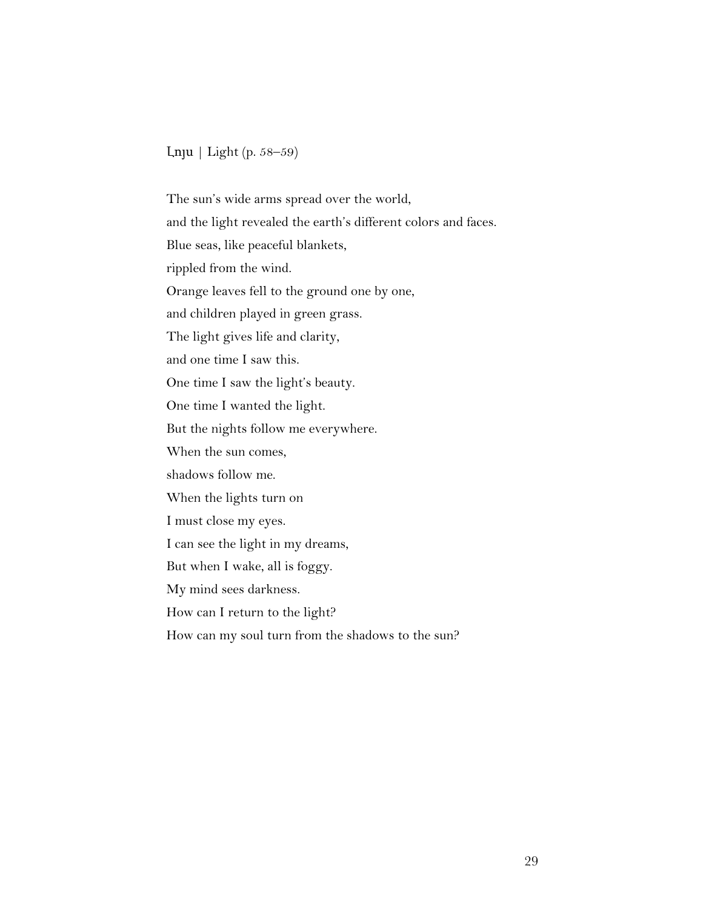## Լոյս | Light (p. 58–59)

The sun's wide arms spread over the world,  
and the light revealed the earth's different colors and faces.  
Blue seas, like peaceful blankets,  
rippled from the wind.  
Orange leaves fell to the ground one by one,  
and children played in green grass.  
The light gives life and clarity,  
and one time I saw this.  
One time I saw the light's beauty.  
One time I wanted the light.  
But the nights follow me everywhere.  
When the sun comes,  
shadows follow me.  
When the lights turn on  
I must close my eyes.  
I can see the light in my dreams,  
But when I wake, all is foggy.  
My mind sees darkness.  
How can I return to the light?  
How can my soul turn from the shadows to the sun?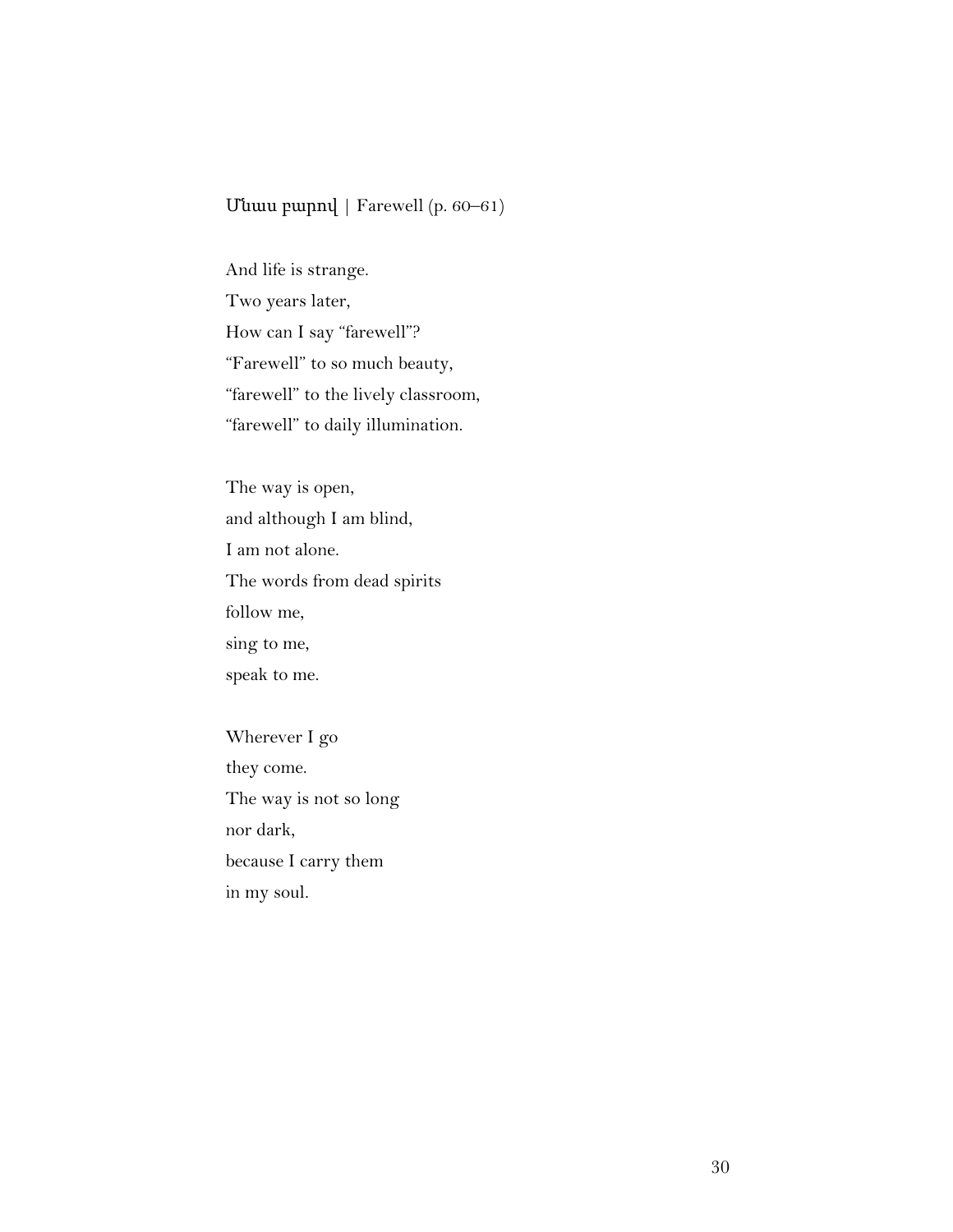Մնաս բարով | Farewell (p. 60–61)

And life is strange.  
Two years later,  
How can I say “farewell”?  
“Farewell” to so much beauty,  
“farewell” to the lively classroom,  
“farewell” to daily illumination.

The way is open,  
and although I am blind,  
I am not alone.  
The words from dead spirits  
follow me,  
sing to me,  
speak to me.

Wherever I go  
they come.  
The way is not so long  
nor dark,  
because I carry them  
in my soul.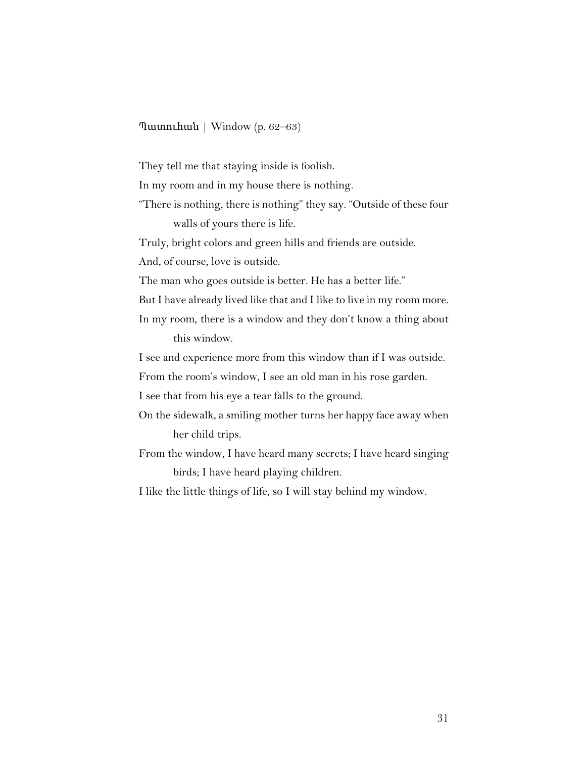Պատուհան | Window (p. 62–63)

They tell me that staying inside is foolish.

In my room and in my house there is nothing.

"There is nothing, there is nothing" they say. "Outside of these four walls of yours there is life.

Truly, bright colors and green hills and friends are outside.

And, of course, love is outside.

The man who goes outside is better. He has a better life."

But I have already lived like that and I like to live in my room more.

In my room, there is a window and they don't know a thing about this window.

I see and experience more from this window than if I was outside.

From the room's window, I see an old man in his rose garden.

I see that from his eye a tear falls to the ground.

On the sidewalk, a smiling mother turns her happy face away when her child trips.

From the window, I have heard many secrets; I have heard singing birds; I have heard playing children.

I like the little things of life, so I will stay behind my window.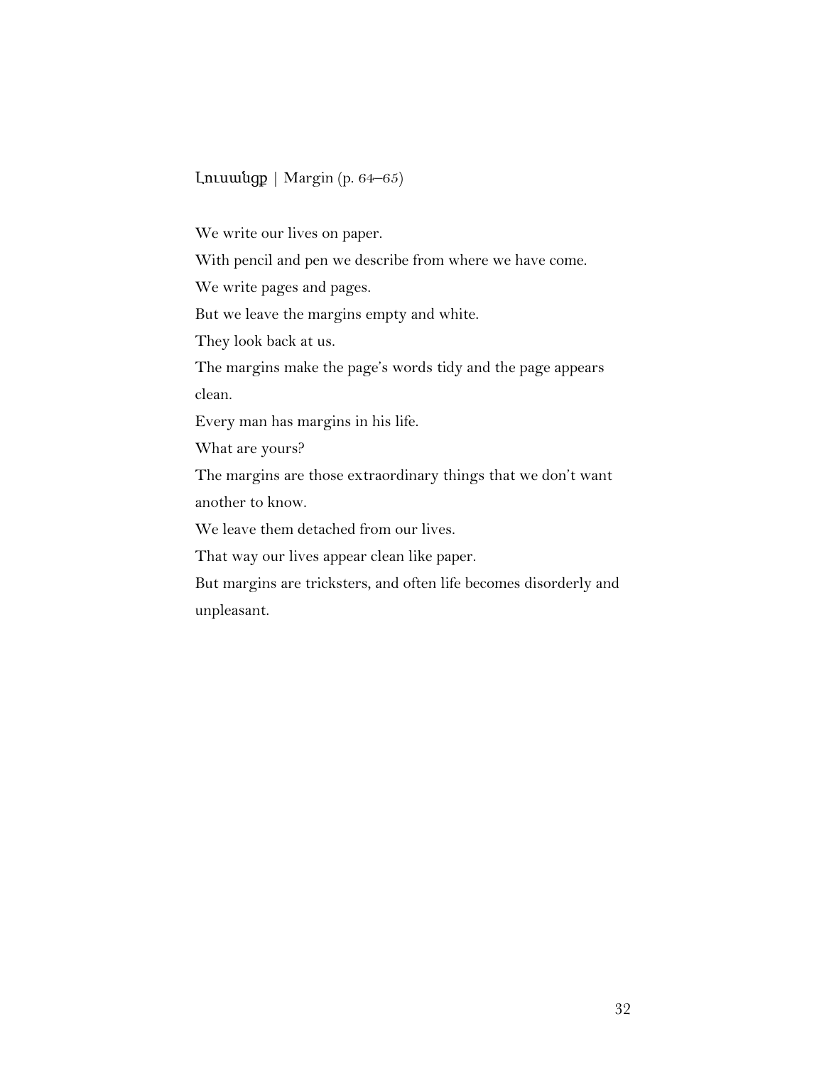Լուսանցք | Margin (p. 64–65)

We write our lives on paper.

With pencil and pen we describe from where we have come.

We write pages and pages.

But we leave the margins empty and white.

They look back at us.

The margins make the page's words tidy and the page appears clean.

Every man has margins in his life.

What are yours?

The margins are those extraordinary things that we don't want another to know.

We leave them detached from our lives.

That way our lives appear clean like paper.

But margins are tricksters, and often life becomes disorderly and unpleasant.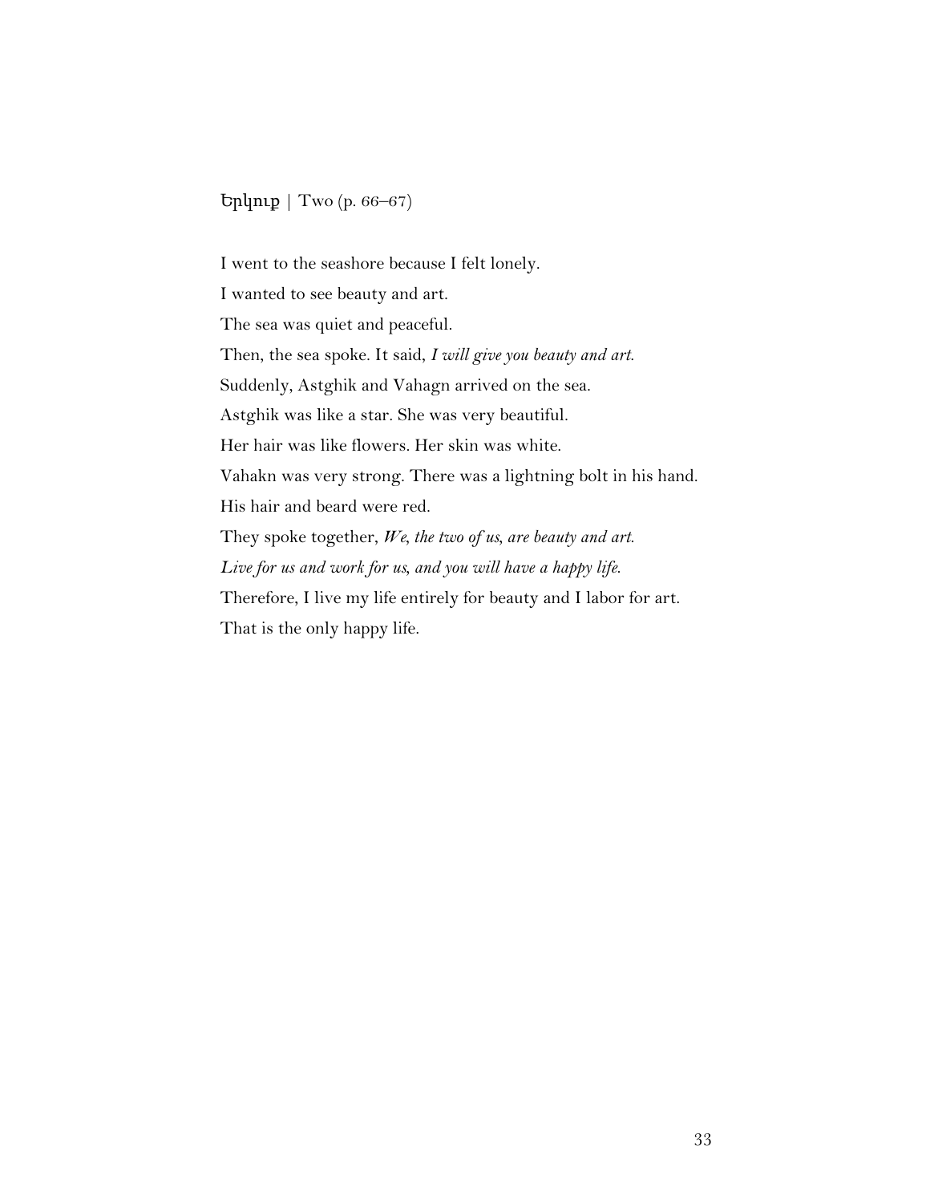## Երկուք | Two (p. 66–67)

I went to the seashore because I felt lonely.

I wanted to see beauty and art.

The sea was quiet and peaceful.

Then, the sea spoke. It said, *I will give you beauty and art.*

Suddenly, Astghik and Vahagn arrived on the sea.

Astghik was like a star. She was very beautiful.

Her hair was like flowers. Her skin was white.

Vahakn was very strong. There was a lightning bolt in his hand.

His hair and beard were red.

They spoke together, *We, the two of us, are beauty and art.*

*Live for us and work for us, and you will have a happy life.*

Therefore, I live my life entirely for beauty and I labor for art.

That is the only happy life.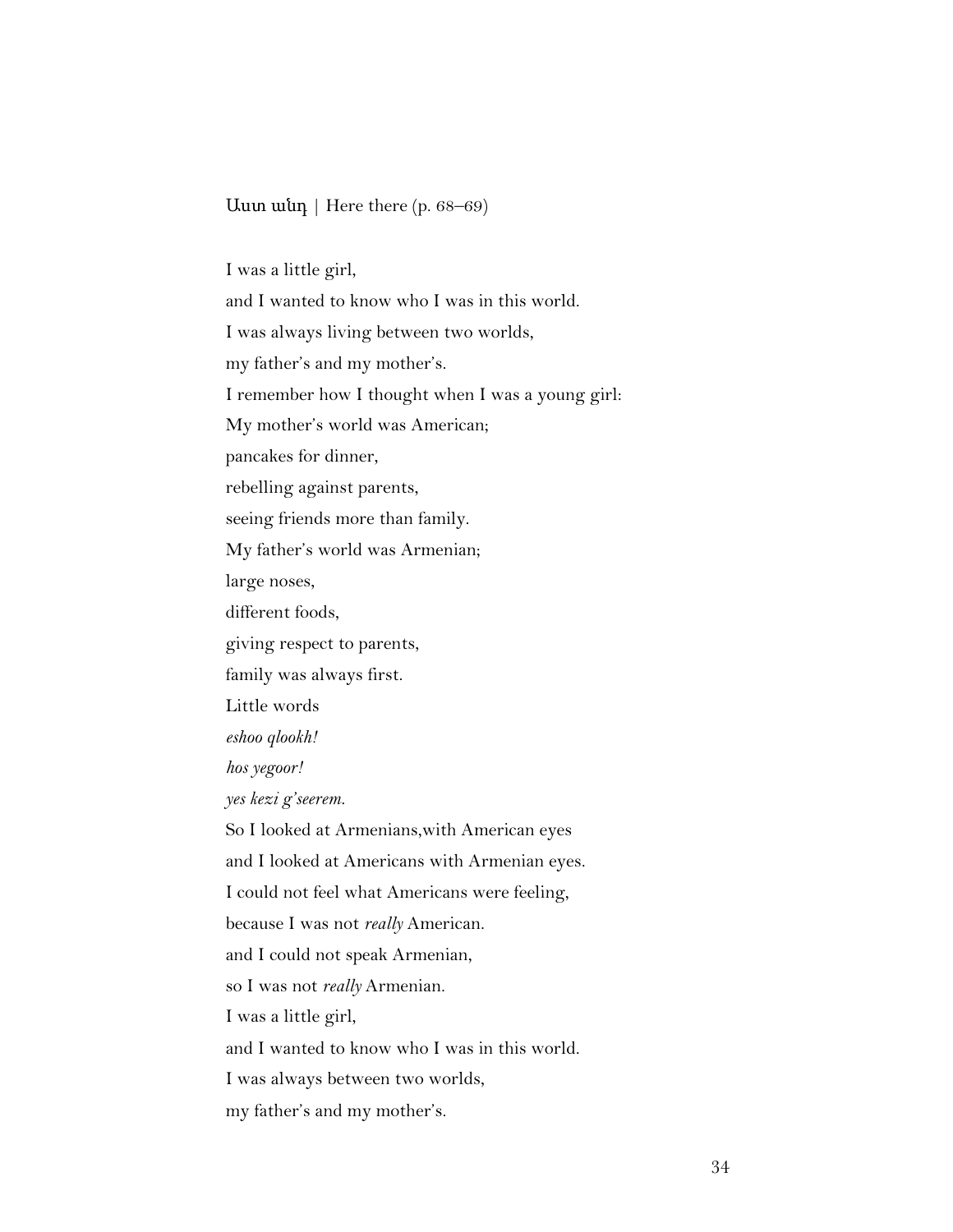Աստ անդ | Here there (p. 68–69)

I was a little girl,  
and I wanted to know who I was in this world.  
I was always living between two worlds,  
my father's and my mother's.  
I remember how I thought when I was a young girl:  
My mother's world was American;  
pancakes for dinner,  
rebelling against parents,  
seeing friends more than family.  
My father's world was Armenian;  
large noses,  
different foods,  
giving respect to parents,  
family was always first.  
Little words  
*eshoo qlookh!*  
*hos yegoor!*  
*yes kezi g'seerem.*  
So I looked at Armenians,with American eyes  
and I looked at Americans with Armenian eyes.  
I could not feel what Americans were feeling,  
because I was not *really* American.  
and I could not speak Armenian,  
so I was not *really* Armenian.  
I was a little girl,  
and I wanted to know who I was in this world.  
I was always between two worlds,  
my father's and my mother's.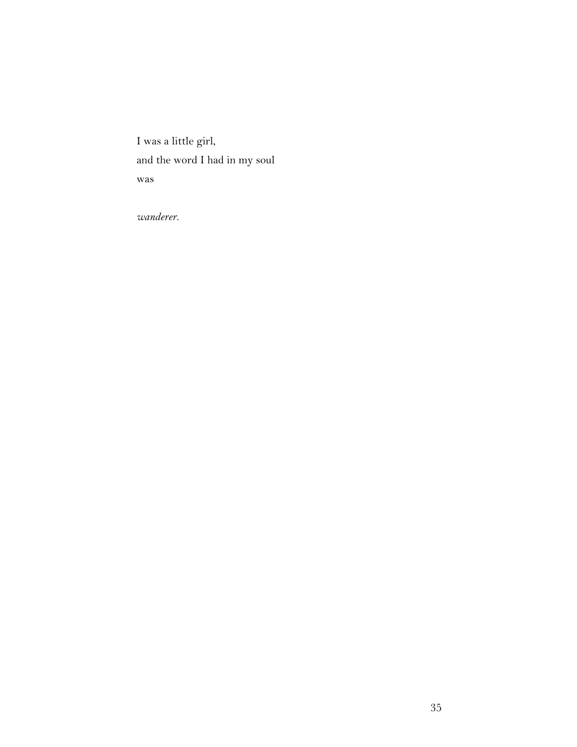I was a little girl,  
and the word I had in my soul  
was

*wanderer.*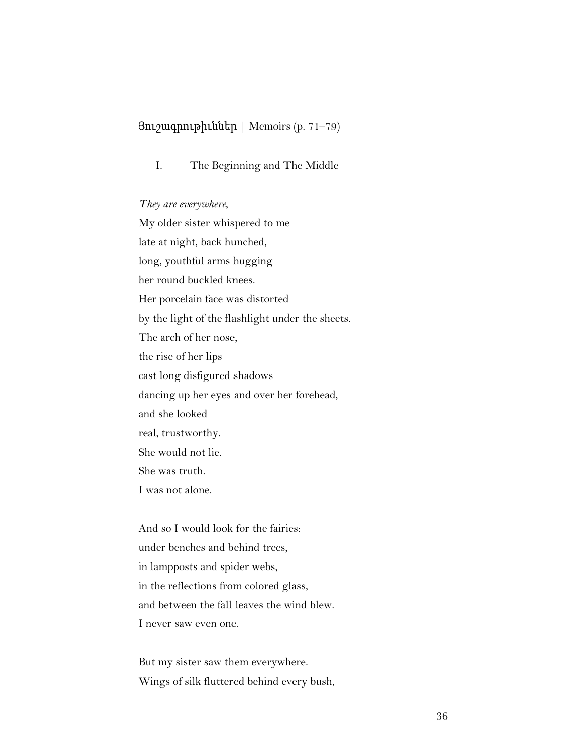## Յուշագրութիւններ | Memoirs (p. 71–79)

### I. The Beginning and The Middle

*They are everywhere*,
My older sister whispered to me
late at night, back hunched,
long, youthful arms hugging
her round buckled knees.
Her porcelain face was distorted
by the light of the flashlight under the sheets.
The arch of her nose,
the rise of her lips
cast long disfigured shadows
dancing up her eyes and over her forehead,
and she looked
real, trustworthy.
She would not lie.
She was truth.
I was not alone.

And so I would look for the fairies:
under benches and behind trees,
in lampposts and spider webs,
in the reflections from colored glass,
and between the fall leaves the wind blew.
I never saw even one.

But my sister saw them everywhere.
Wings of silk fluttered behind every bush,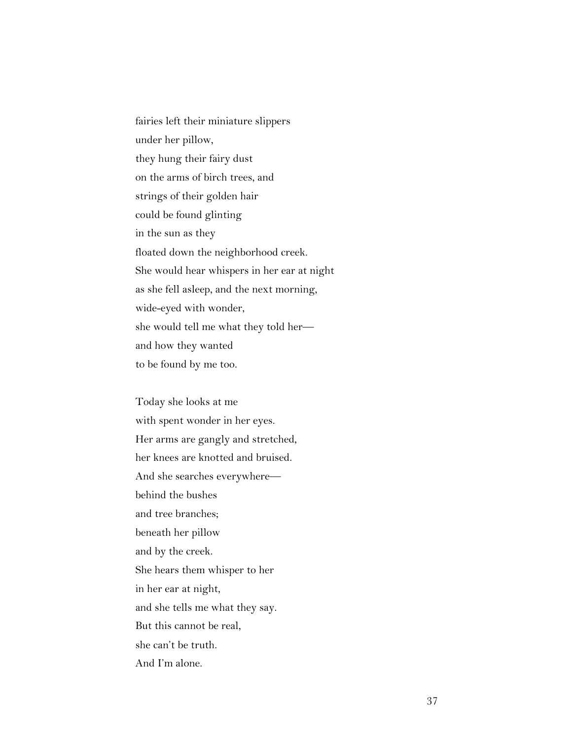fairies left their miniature slippers  
under her pillow,  
they hung their fairy dust  
on the arms of birch trees, and  
strings of their golden hair  
could be found glinting  
in the sun as they  
floated down the neighborhood creek.  
She would hear whispers in her ear at night  
as she fell asleep, and the next morning,  
wide-eyed with wonder,  
she would tell me what they told her—  
and how they wanted  
to be found by me too.

Today she looks at me  
with spent wonder in her eyes.  
Her arms are gangly and stretched,  
her knees are knotted and bruised.  
And she searches everywhere—  
behind the bushes  
and tree branches;  
beneath her pillow  
and by the creek.  
She hears them whisper to her  
in her ear at night,  
and she tells me what they say.  
But this cannot be real,  
she can't be truth.  
And I'm alone.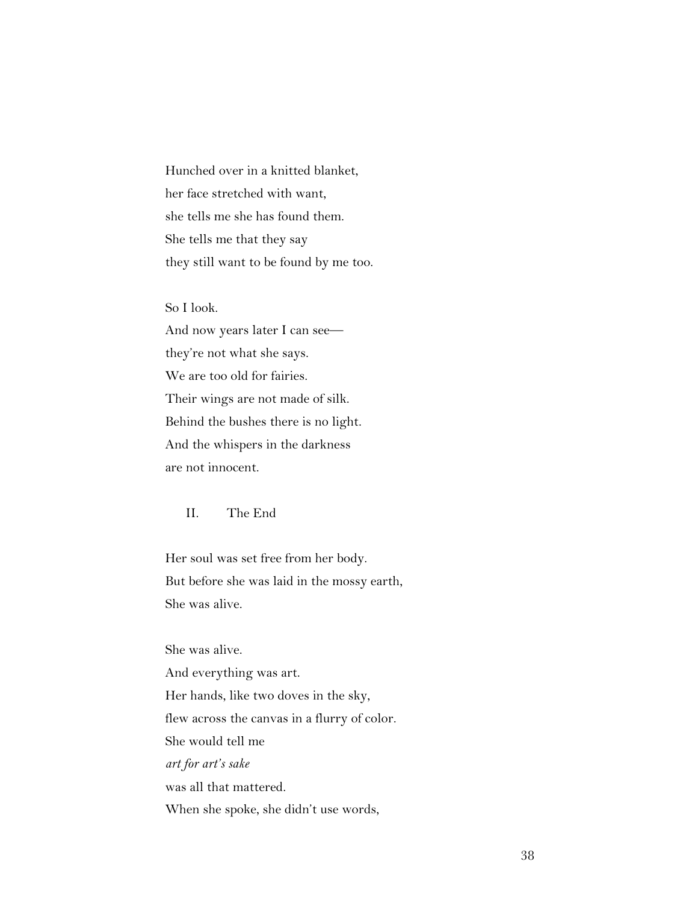Hunched over in a knitted blanket,  
her face stretched with want,  
she tells me she has found them.  
She tells me that they say  
they still want to be found by me too.

So I look.  
And now years later I can see—  
they're not what she says.  
We are too old for fairies.  
Their wings are not made of silk.  
Behind the bushes there is no light.  
And the whispers in the darkness  
are not innocent.

## II. The End

Her soul was set free from her body.  
But before she was laid in the mossy earth,  
She was alive.

She was alive.  
And everything was art.  
Her hands, like two doves in the sky,  
flew across the canvas in a flurry of color.  
She would tell me  
*art for art's sake*  
was all that mattered.  
When she spoke, she didn't use words,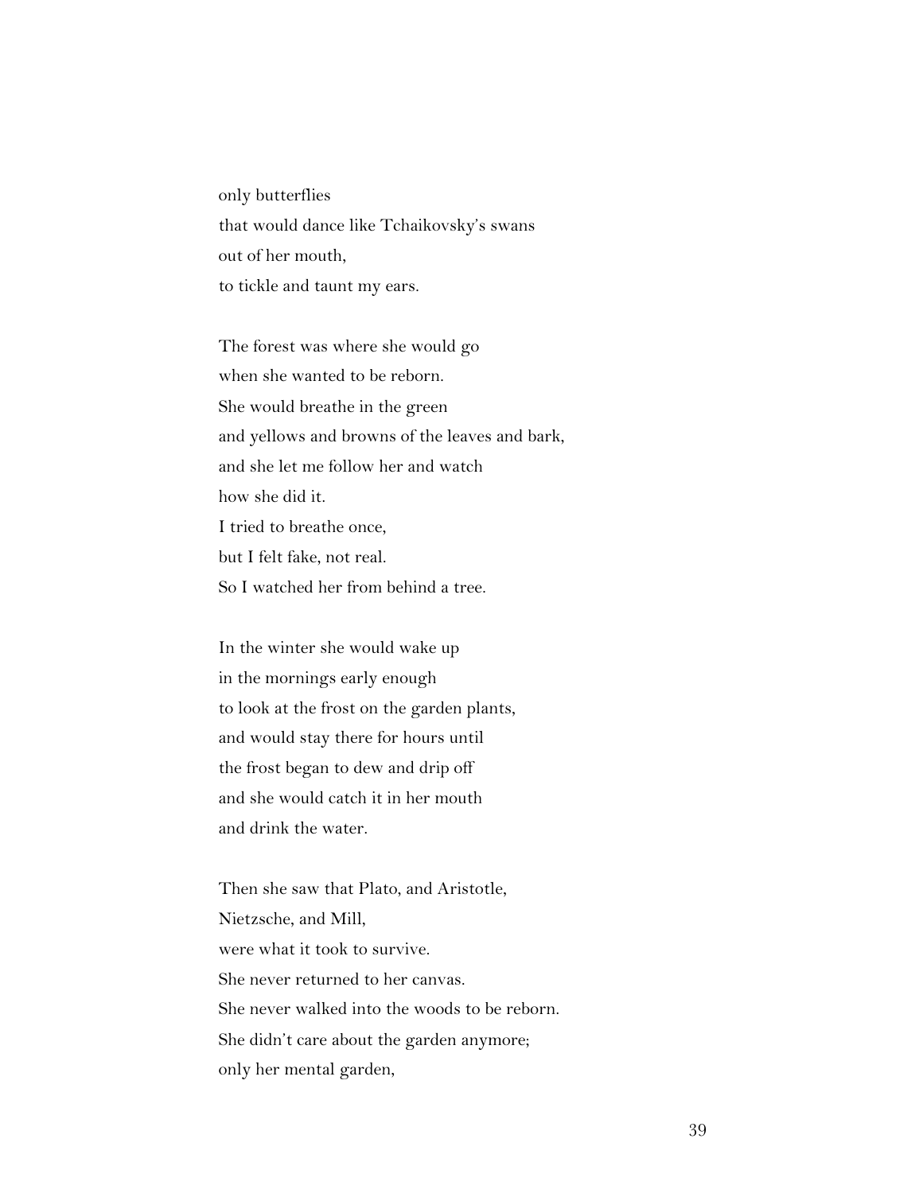only butterflies  
that would dance like Tchaikovsky's swans  
out of her mouth,  
to tickle and taunt my ears.

The forest was where she would go  
when she wanted to be reborn.  
She would breathe in the green  
and yellows and browns of the leaves and bark,  
and she let me follow her and watch  
how she did it.  
I tried to breathe once,  
but I felt fake, not real.  
So I watched her from behind a tree.

In the winter she would wake up  
in the mornings early enough  
to look at the frost on the garden plants,  
and would stay there for hours until  
the frost began to dew and drip off  
and she would catch it in her mouth  
and drink the water.

Then she saw that Plato, and Aristotle,  
Nietzsche, and Mill,  
were what it took to survive.  
She never returned to her canvas.  
She never walked into the woods to be reborn.  
She didn't care about the garden anymore;  
only her mental garden,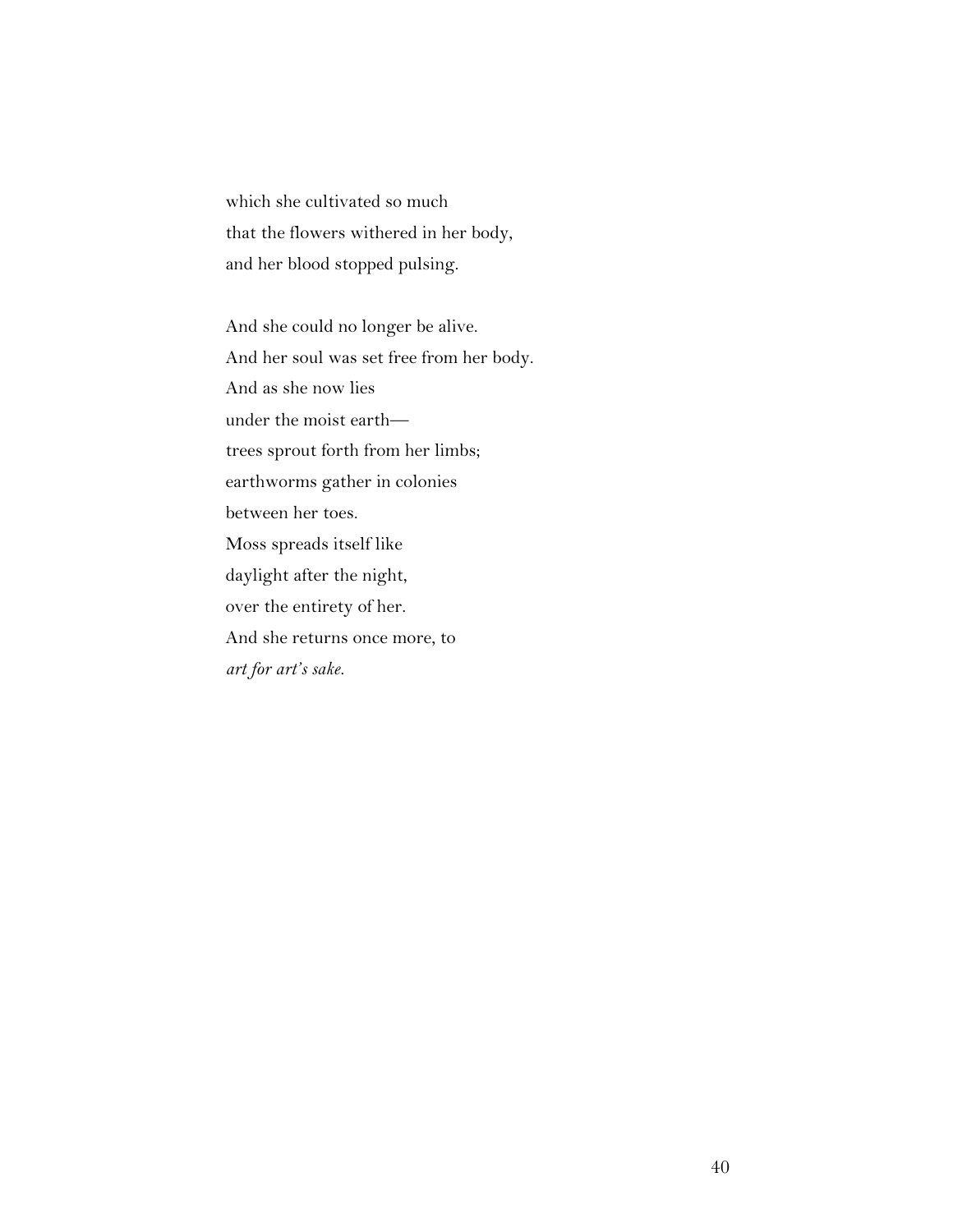which she cultivated so much  
that the flowers withered in her body,  
and her blood stopped pulsing.

And she could no longer be alive.  
And her soul was set free from her body.  
And as she now lies  
under the moist earth—  
trees sprout forth from her limbs;  
earthworms gather in colonies  
between her toes.  
Moss spreads itself like  
daylight after the night,  
over the entirety of her.  
And she returns once more, to  
*art for art's sake.*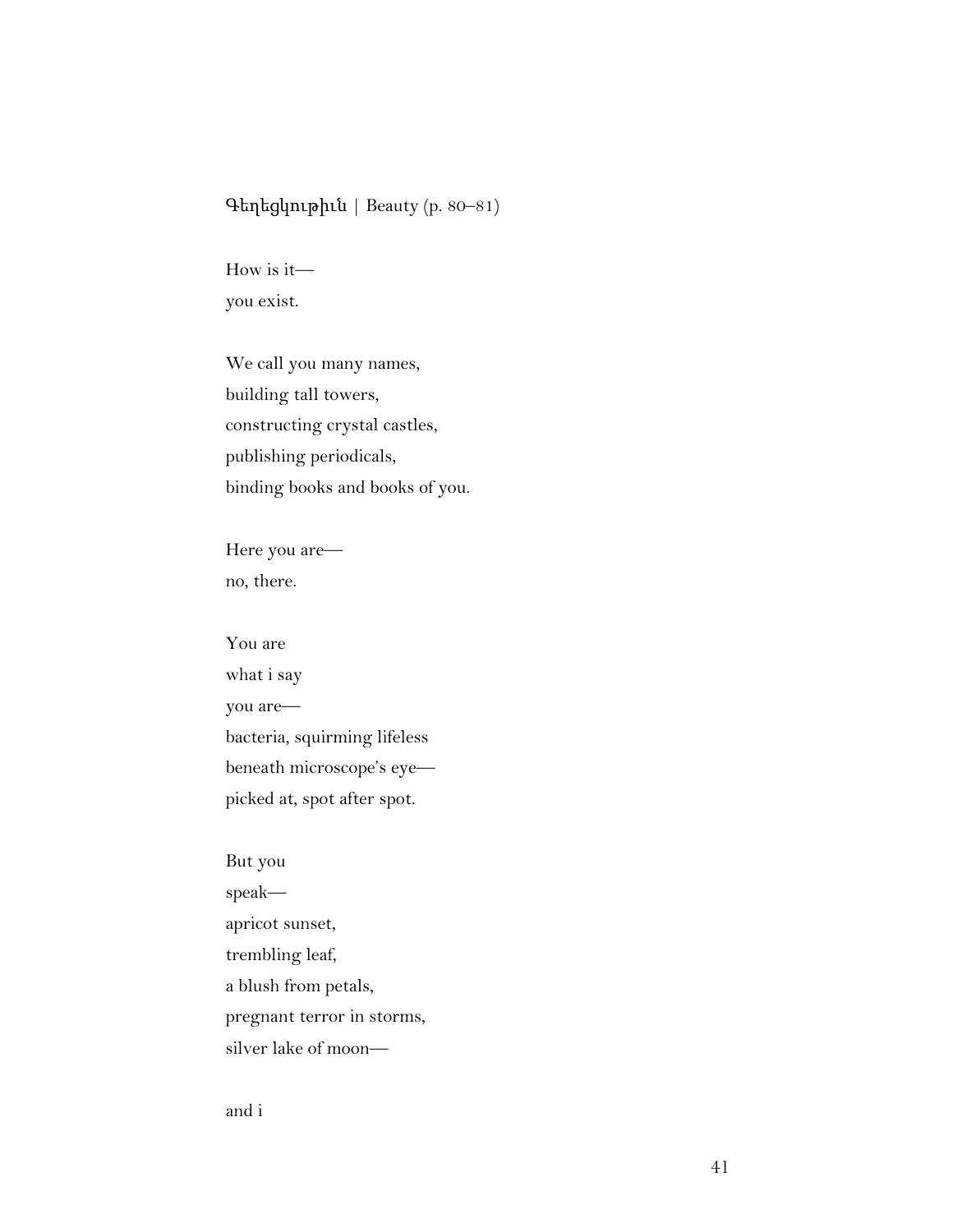## Գեղեցկութիւն | Beauty (p. 80–81)

How is it—  
you exist.

We call you many names,  
building tall towers,  
constructing crystal castles,  
publishing periodicals,  
binding books and books of you.

Here you are—  
no, there.

You are  
what i say  
you are—  
bacteria, squirming lifeless  
beneath microscope's eye—  
picked at, spot after spot.

But you  
speak—  
apricot sunset,  
trembling leaf,  
a blush from petals,  
pregnant terror in storms,  
silver lake of moon—

and i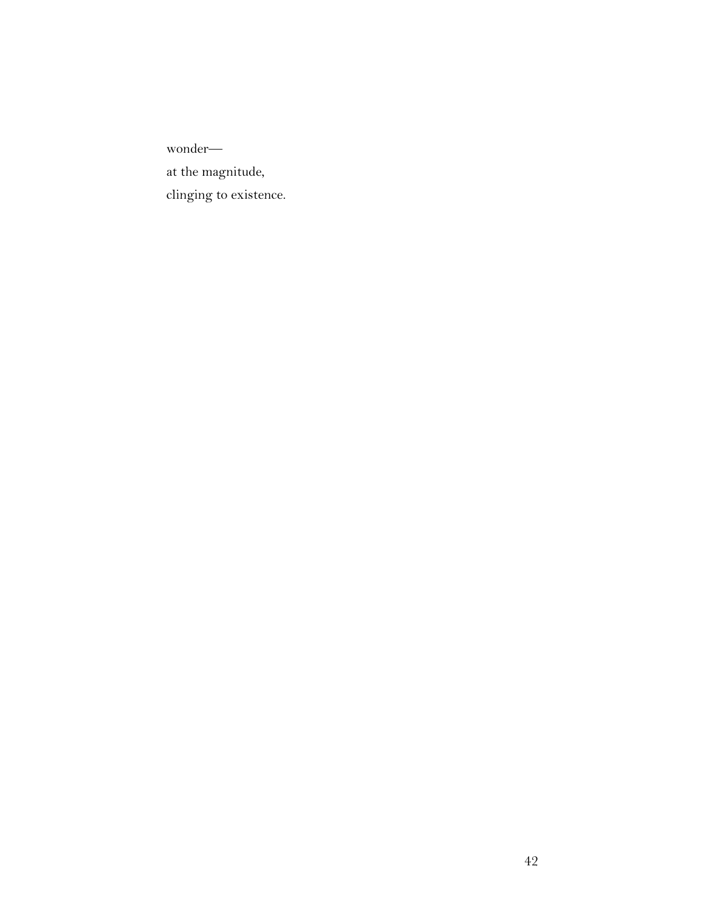wonder—  
at the magnitude,  
clinging to existence.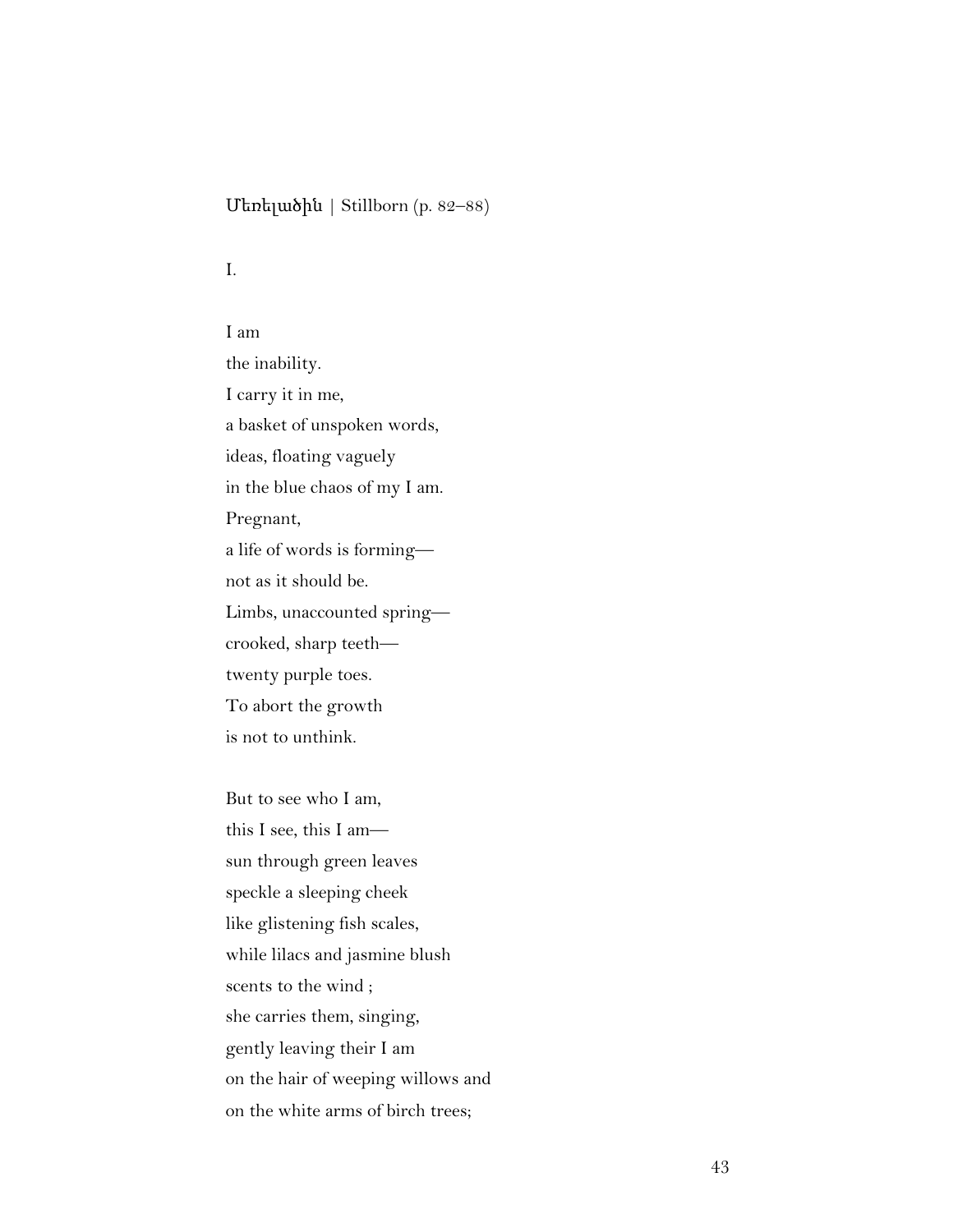Մեռելածին | Stillborn (p. 82–88)

I.

I am  
the inability.  
I carry it in me,  
a basket of unspoken words,  
ideas, floating vaguely  
in the blue chaos of my I am.  
Pregnant,  
a life of words is forming—  
not as it should be.  
Limbs, unaccounted spring—  
crooked, sharp teeth—  
twenty purple toes.  
To abort the growth  
is not to unthink.

But to see who I am,  
this I see, this I am—  
sun through green leaves  
speckle a sleeping cheek  
like glistening fish scales,  
while lilacs and jasmine blush  
scents to the wind ;  
she carries them, singing,  
gently leaving their I am  
on the hair of weeping willows and  
on the white arms of birch trees;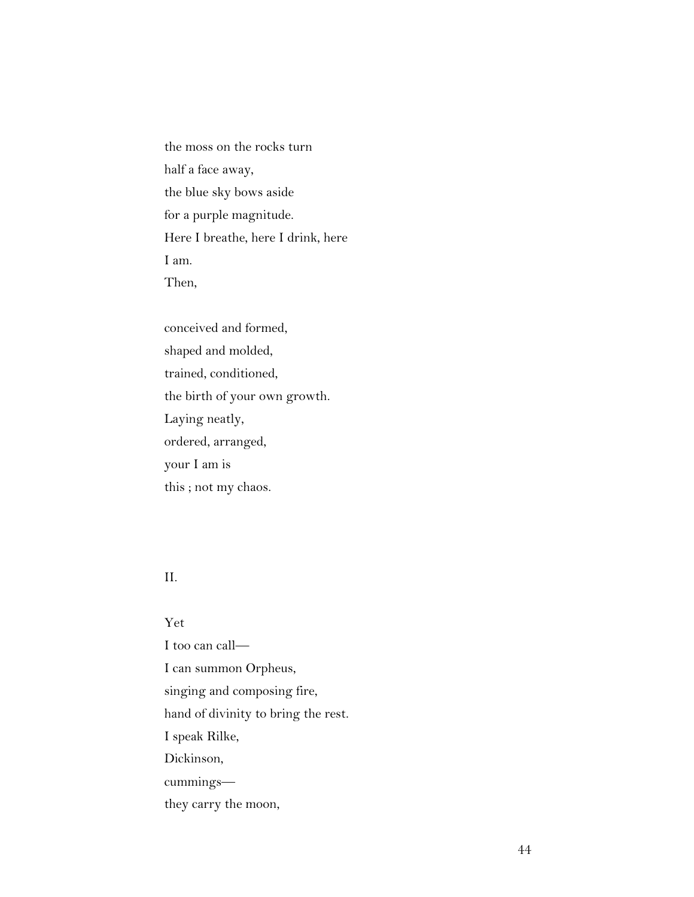the moss on the rocks turn  
half a face away,  
the blue sky bows aside  
for a purple magnitude.  
Here I breathe, here I drink, here  
I am.  
Then,

conceived and formed,  
shaped and molded,  
trained, conditioned,  
the birth of your own growth.  
Laying neatly,  
ordered, arranged,  
your I am is  
this ; not my chaos.

II.

Yet  
I too can call—  
I can summon Orpheus,  
singing and composing fire,  
hand of divinity to bring the rest.  
I speak Rilke,  
Dickinson,  
cummings—  
they carry the moon,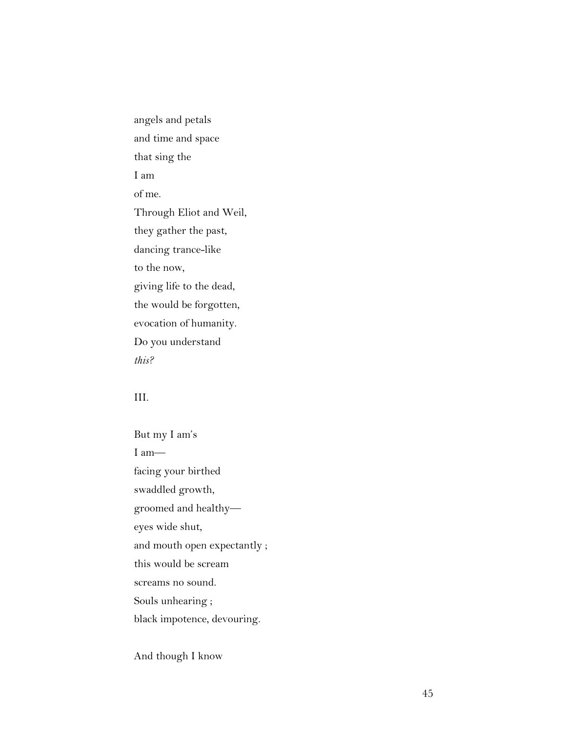angels and petals  
and time and space  
that sing the  
I am  
of me.  
Through Eliot and Weil,  
they gather the past,  
dancing trance-like  
to the now,  
giving life to the dead,  
the would be forgotten,  
evocation of humanity.  
Do you understand  
*this?*

III.

But my I am's  
I am—  
facing your birthed  
swaddled growth,  
groomed and healthy—  
eyes wide shut,  
and mouth open expectantly ;  
this would be scream  
screams no sound.  
Souls unhearing ;  
black impotence, devouring.

And though I know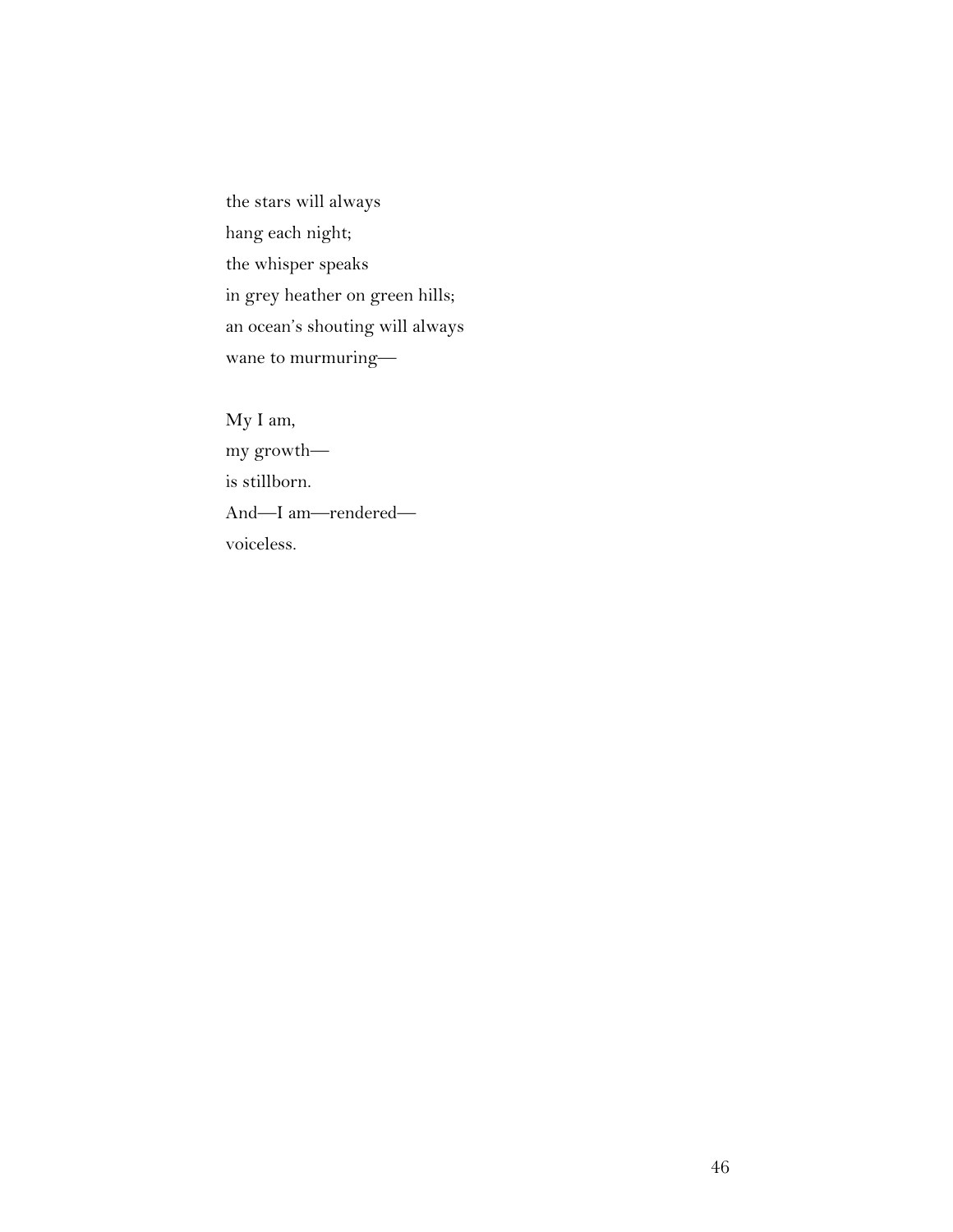the stars will always  
hang each night;  
the whisper speaks  
in grey heather on green hills;  
an ocean's shouting will always  
wane to murmuring—

My I am,  
my growth—  
is stillborn.  
And—I am—rendered—  
voiceless.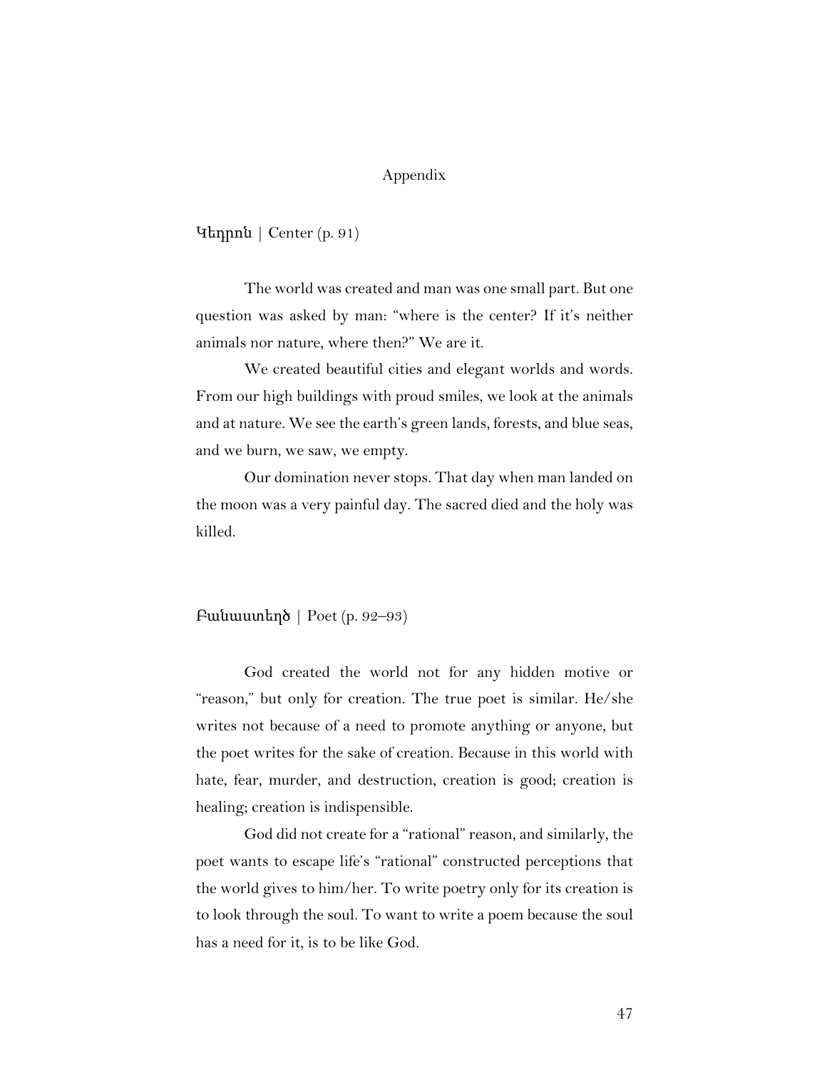# Appendix

## Կեդրոն | Center (p. 91)

The world was created and man was one small part. But one question was asked by man: "where is the center? If it's neither animals nor nature, where then?" We are it.

We created beautiful cities and elegant worlds and words. From our high buildings with proud smiles, we look at the animals and at nature. We see the earth's green lands, forests, and blue seas, and we burn, we saw, we empty.

Our domination never stops. That day when man landed on the moon was a very painful day. The sacred died and the holy was killed.

## Բանաստեղծ | Poet (p. 92–93)

God created the world not for any hidden motive or "reason," but only for creation. The true poet is similar. He/she writes not because of a need to promote anything or anyone, but the poet writes for the sake of creation. Because in this world with hate, fear, murder, and destruction, creation is good; creation is healing; creation is indispensible.

God did not create for a "rational" reason, and similarly, the poet wants to escape life's "rational" constructed perceptions that the world gives to him/her. To write poetry only for its creation is to look through the soul. To want to write a poem because the soul has a need for it, is to be like God.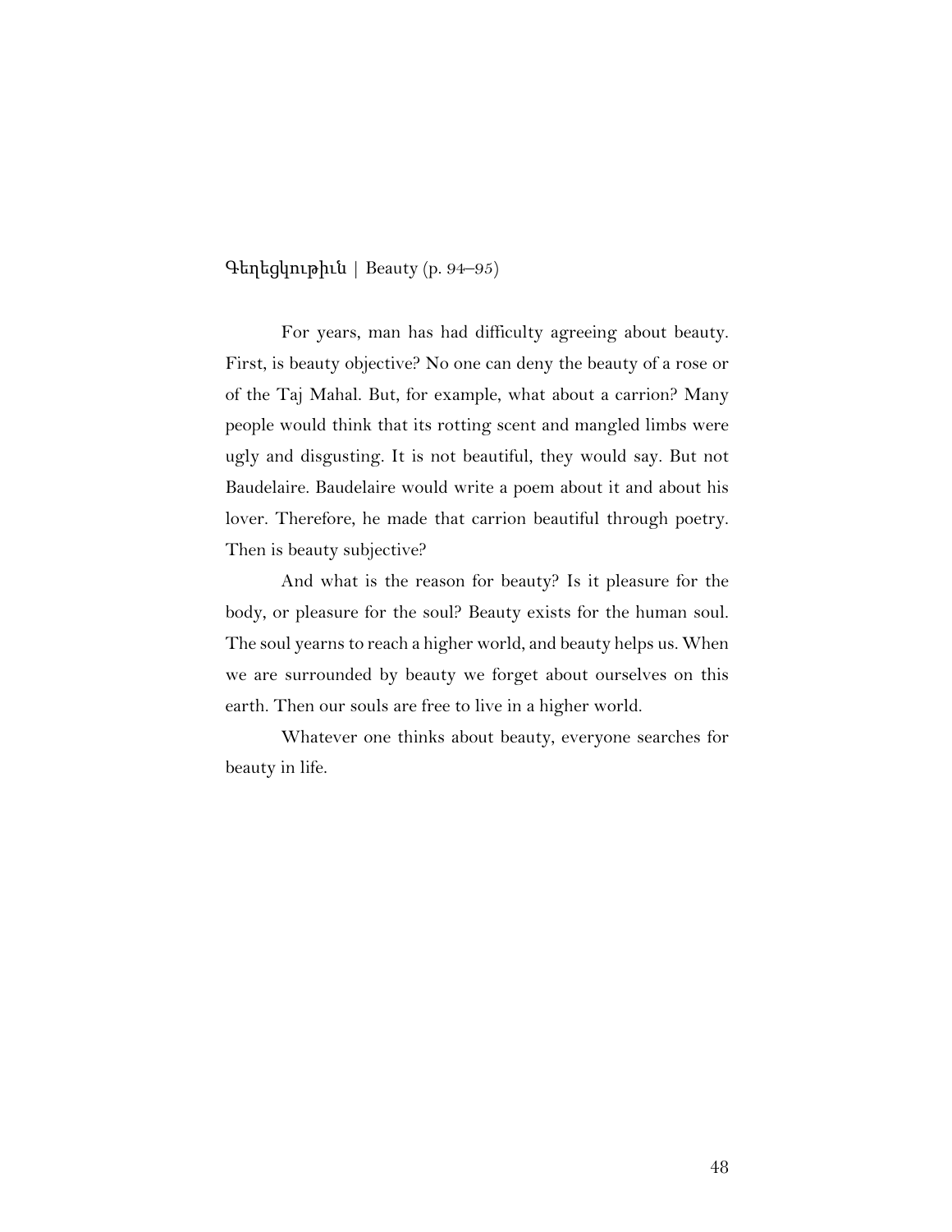## Գեղեցկութիւն | Beauty (p. 94–95)

For years, man has had difficulty agreeing about beauty. First, is beauty objective? No one can deny the beauty of a rose or of the Taj Mahal. But, for example, what about a carrion? Many people would think that its rotting scent and mangled limbs were ugly and disgusting. It is not beautiful, they would say. But not Baudelaire. Baudelaire would write a poem about it and about his lover. Therefore, he made that carrion beautiful through poetry. Then is beauty subjective?

And what is the reason for beauty? Is it pleasure for the body, or pleasure for the soul? Beauty exists for the human soul. The soul yearns to reach a higher world, and beauty helps us. When we are surrounded by beauty we forget about ourselves on this earth. Then our souls are free to live in a higher world.

Whatever one thinks about beauty, everyone searches for beauty in life.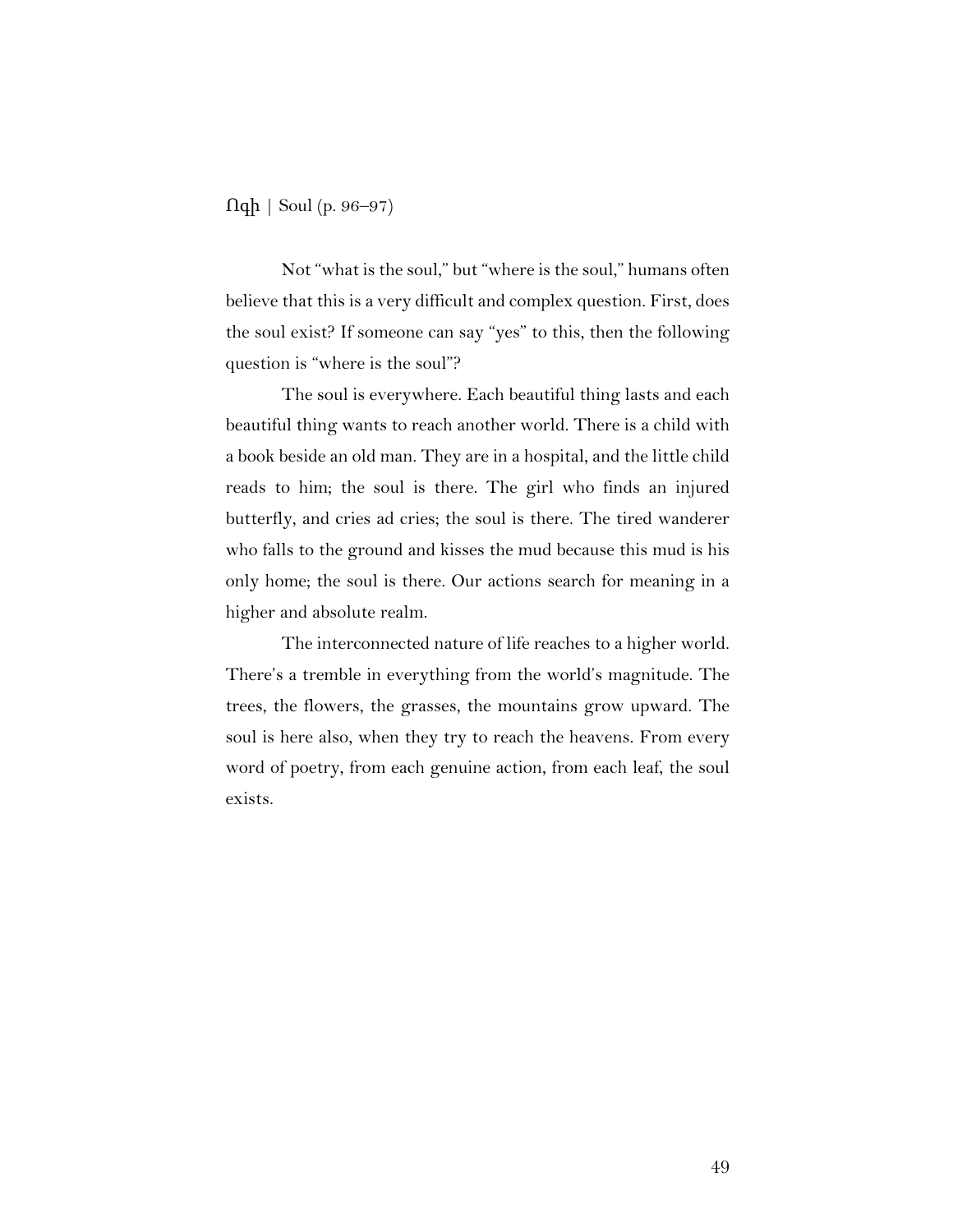## Ոգի | Soul (p. 96–97)

Not “what is the soul,” but “where is the soul,” humans often believe that this is a very difficult and complex question. First, does the soul exist? If someone can say “yes” to this, then the following question is “where is the soul”?

The soul is everywhere. Each beautiful thing lasts and each beautiful thing wants to reach another world. There is a child with a book beside an old man. They are in a hospital, and the little child reads to him; the soul is there. The girl who finds an injured butterfly, and cries ad cries; the soul is there. The tired wanderer who falls to the ground and kisses the mud because this mud is his only home; the soul is there. Our actions search for meaning in a higher and absolute realm.

The interconnected nature of life reaches to a higher world. There’s a tremble in everything from the world’s magnitude. The trees, the flowers, the grasses, the mountains grow upward. The soul is here also, when they try to reach the heavens. From every word of poetry, from each genuine action, from each leaf, the soul exists.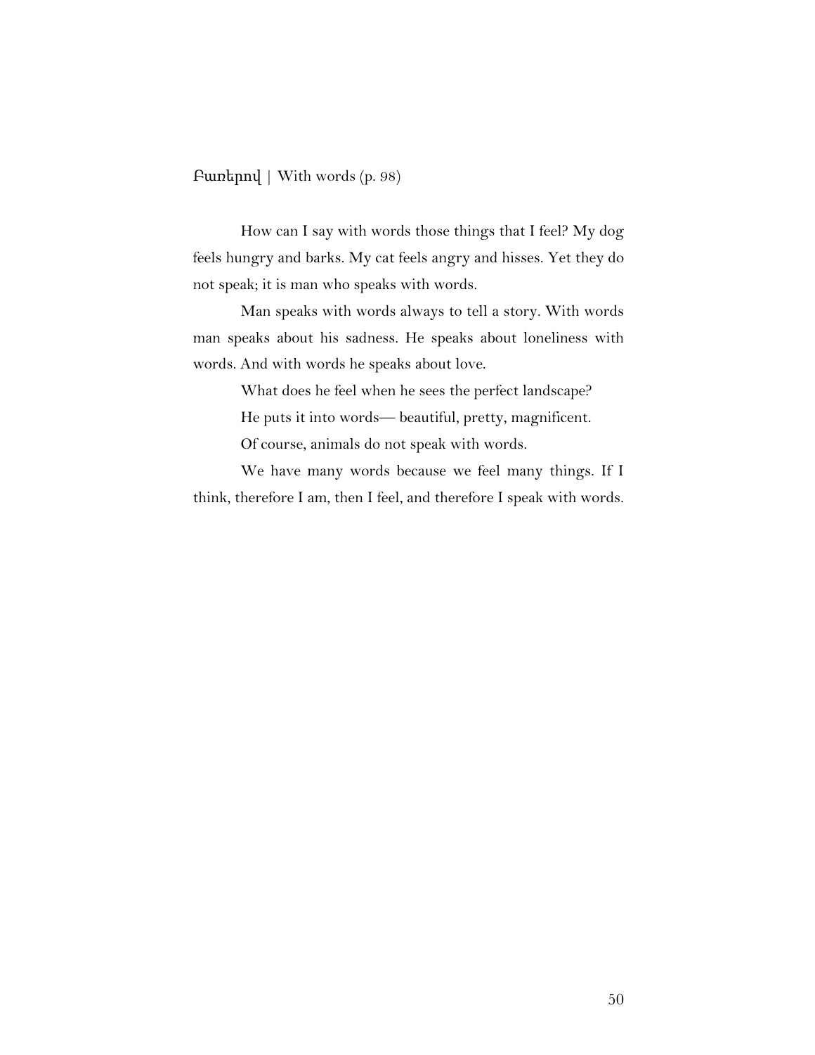Բառերով | With words (p. 98)

How can I say with words those things that I feel? My dog feels hungry and barks. My cat feels angry and hisses. Yet they do not speak; it is man who speaks with words.

Man speaks with words always to tell a story. With words man speaks about his sadness. He speaks about loneliness with words. And with words he speaks about love.

What does he feel when he sees the perfect landscape?

He puts it into words— beautiful, pretty, magnificent.

Of course, animals do not speak with words.

We have many words because we feel many things. If I think, therefore I am, then I feel, and therefore I speak with words.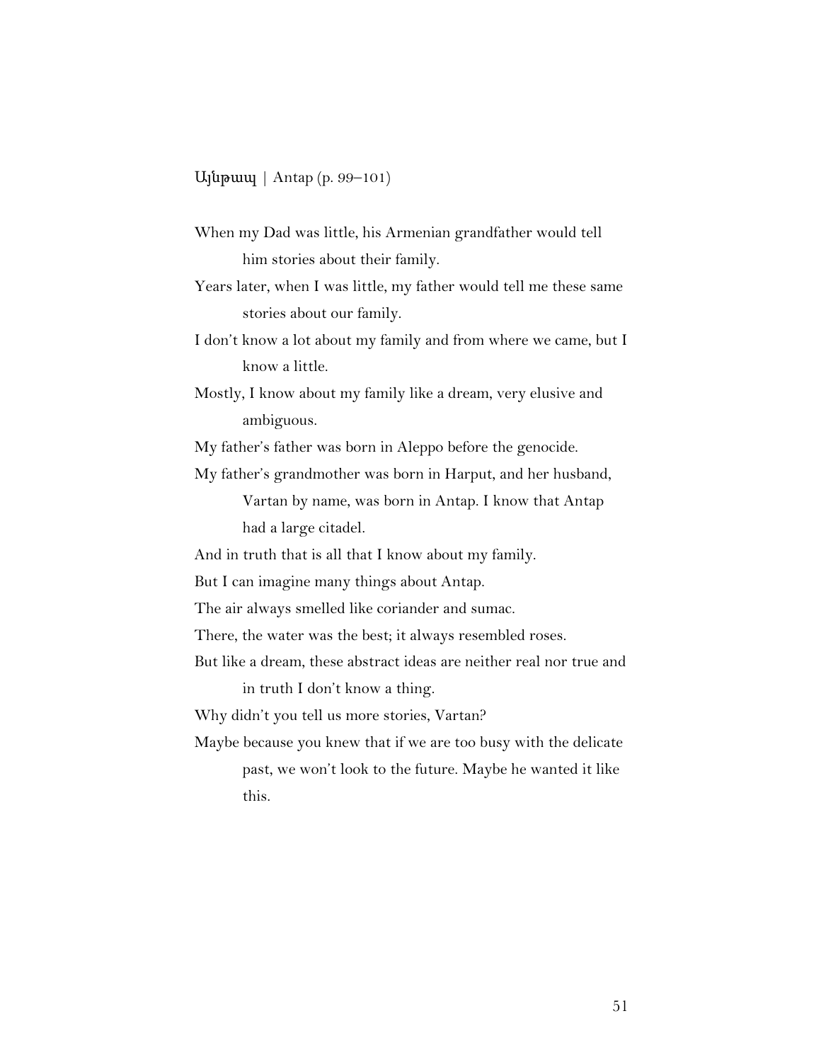Այնթապ | Antap (p. 99–101)

When my Dad was little, his Armenian grandfather would tell him stories about their family.

Years later, when I was little, my father would tell me these same stories about our family.

I don't know a lot about my family and from where we came, but I know a little.

Mostly, I know about my family like a dream, very elusive and ambiguous.

My father's father was born in Aleppo before the genocide.

My father's grandmother was born in Harput, and her husband, Vartan by name, was born in Antap. I know that Antap had a large citadel.

And in truth that is all that I know about my family.

But I can imagine many things about Antap.

The air always smelled like coriander and sumac.

There, the water was the best; it always resembled roses.

But like a dream, these abstract ideas are neither real nor true and in truth I don't know a thing.

Why didn't you tell us more stories, Vartan?

Maybe because you knew that if we are too busy with the delicate past, we won't look to the future. Maybe he wanted it like this.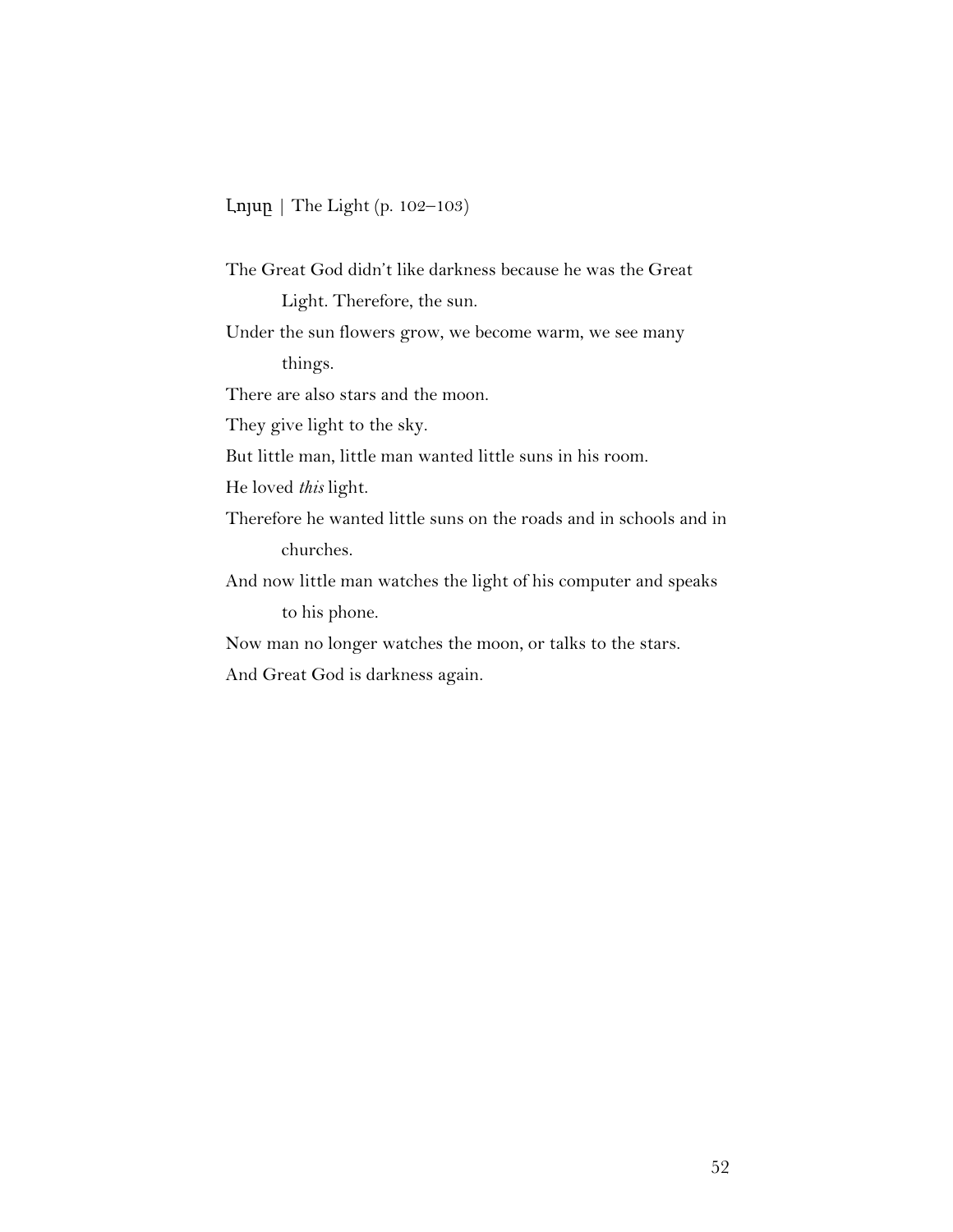Լոյսը | The Light (p. 102–103)

The Great God didn't like darkness because he was the Great Light. Therefore, the sun.

Under the sun flowers grow, we become warm, we see many things.

There are also stars and the moon.

They give light to the sky.

But little man, little man wanted little suns in his room.

He loved *this* light.

Therefore he wanted little suns on the roads and in schools and in churches.

And now little man watches the light of his computer and speaks to his phone.

Now man no longer watches the moon, or talks to the stars.

And Great God is darkness again.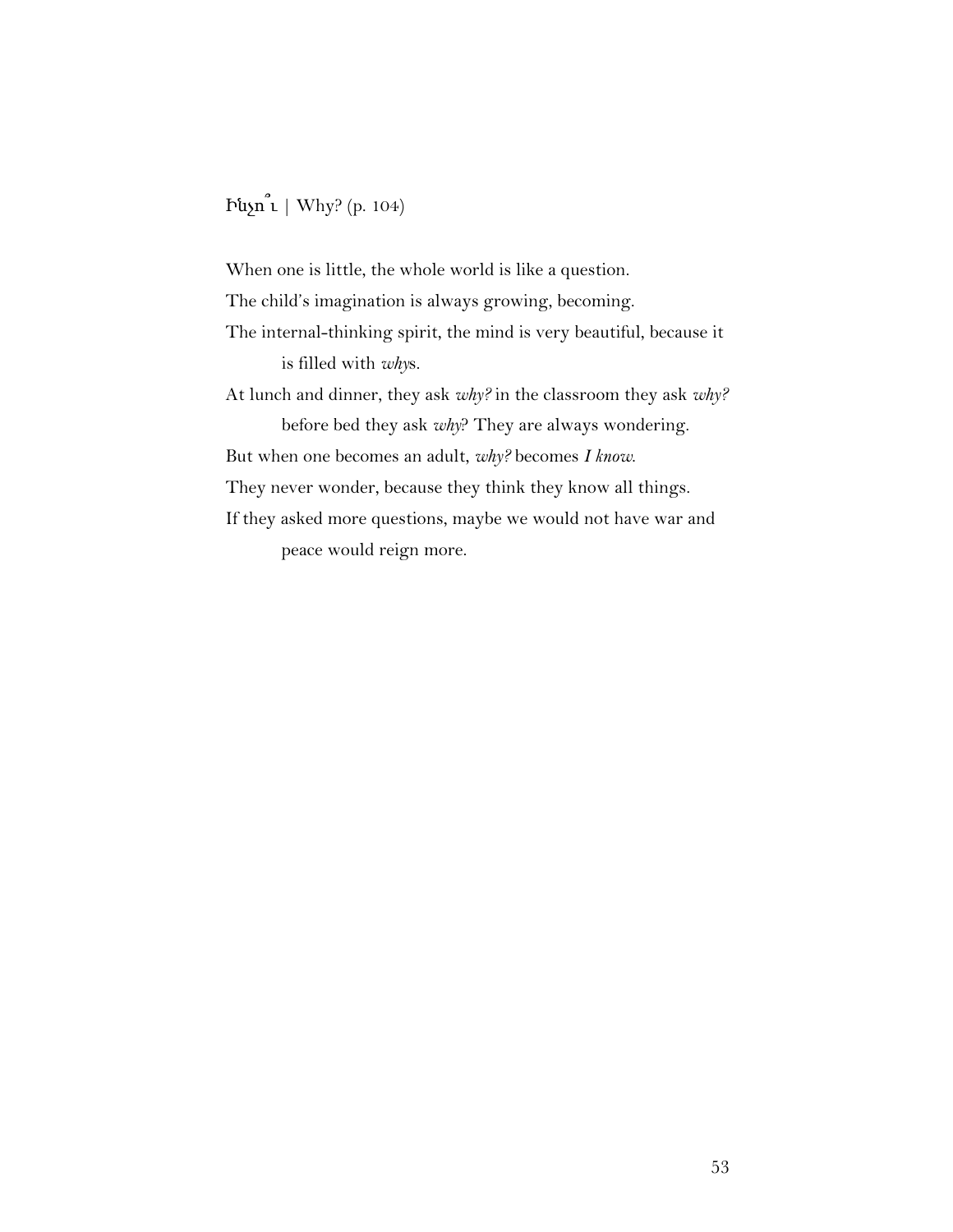Ինչո՞ւ | Why? (p. 104)

When one is little, the whole world is like a question.
The child's imagination is always growing, becoming.
The internal-thinking spirit, the mind is very beautiful, because it is filled with *why*s.
At lunch and dinner, they ask *why?* in the classroom they ask *why?* before bed they ask *why*? They are always wondering.
But when one becomes an adult, *why?* becomes *I know*.
They never wonder, because they think they know all things.
If they asked more questions, maybe we would not have war and peace would reign more.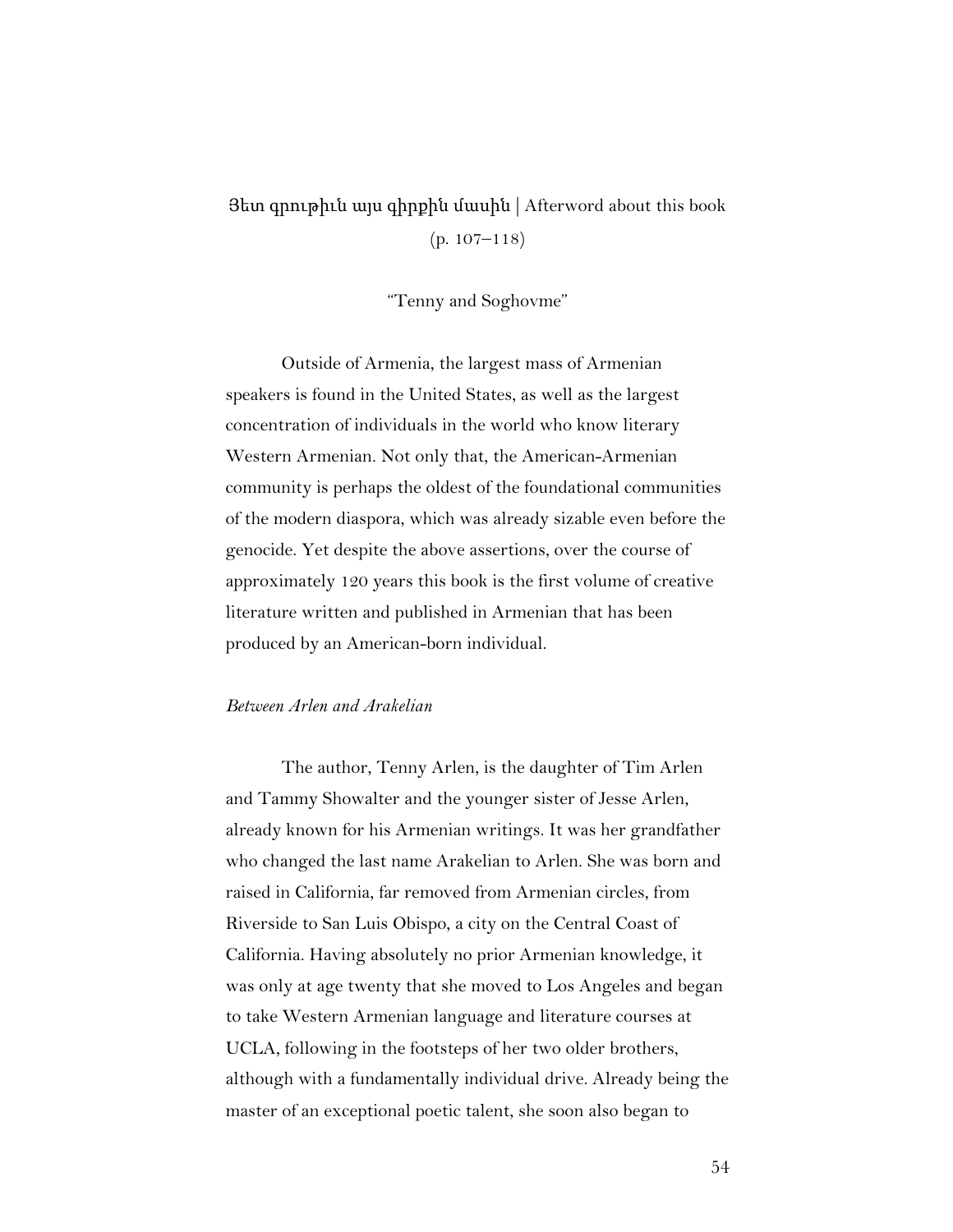## Յետ գրութիւն այս գիրքին մասին | Afterword about this book (p. 107–118)

"Tenny and Soghovme"

Outside of Armenia, the largest mass of Armenian speakers is found in the United States, as well as the largest concentration of individuals in the world who know literary Western Armenian. Not only that, the American-Armenian community is perhaps the oldest of the foundational communities of the modern diaspora, which was already sizable even before the genocide. Yet despite the above assertions, over the course of approximately 120 years this book is the first volume of creative literature written and published in Armenian that has been produced by an American-born individual.

*Between Arlen and Arakelian*

The author, Tenny Arlen, is the daughter of Tim Arlen and Tammy Showalter and the younger sister of Jesse Arlen, already known for his Armenian writings. It was her grandfather who changed the last name Arakelian to Arlen. She was born and raised in California, far removed from Armenian circles, from Riverside to San Luis Obispo, a city on the Central Coast of California. Having absolutely no prior Armenian knowledge, it was only at age twenty that she moved to Los Angeles and began to take Western Armenian language and literature courses at UCLA, following in the footsteps of her two older brothers, although with a fundamentally individual drive. Already being the master of an exceptional poetic talent, she soon also began to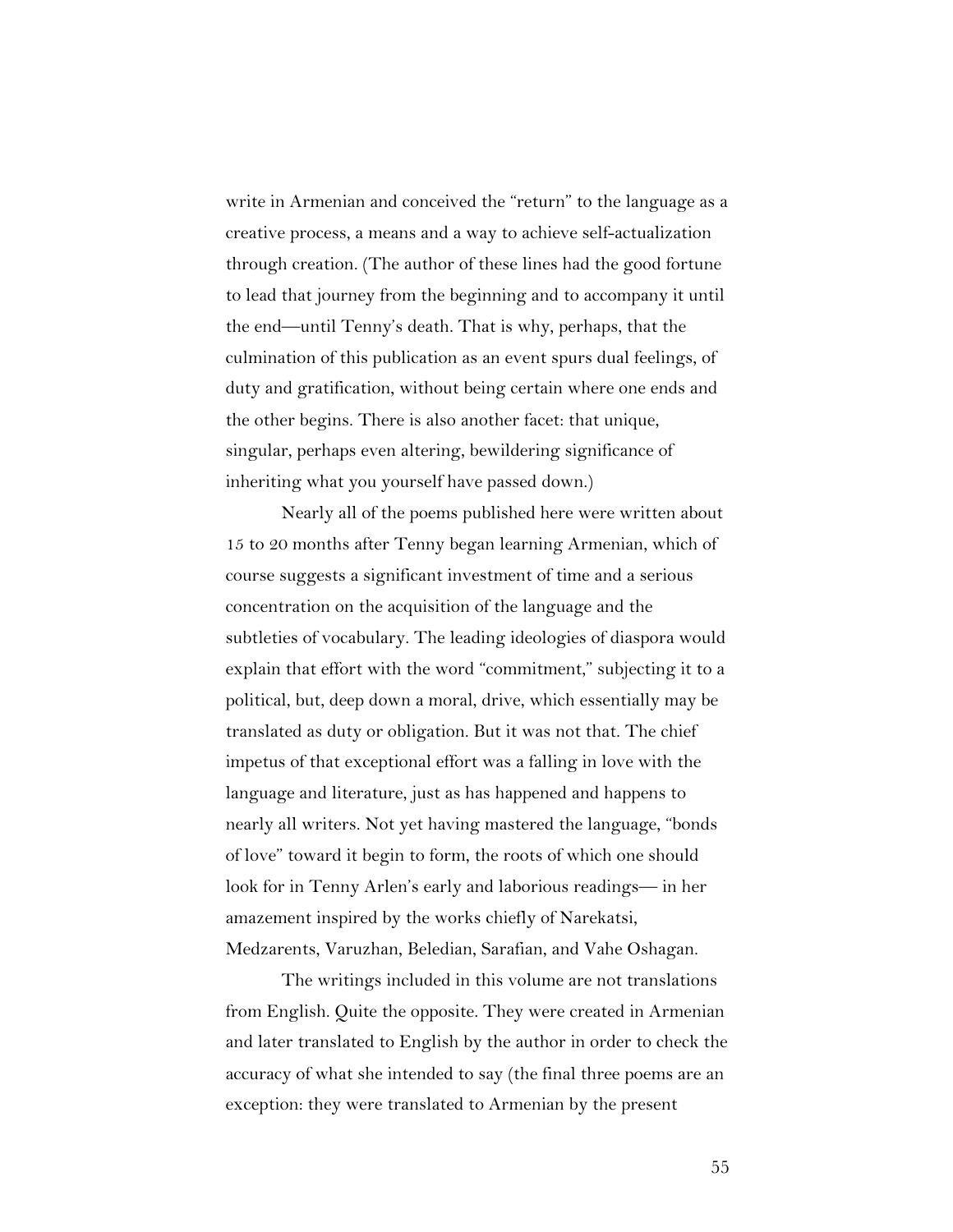write in Armenian and conceived the "return" to the language as a creative process, a means and a way to achieve self-actualization through creation. (The author of these lines had the good fortune to lead that journey from the beginning and to accompany it until the end—until Tenny's death. That is why, perhaps, that the culmination of this publication as an event spurs dual feelings, of duty and gratification, without being certain where one ends and the other begins. There is also another facet: that unique, singular, perhaps even altering, bewildering significance of inheriting what you yourself have passed down.)

Nearly all of the poems published here were written about 15 to 20 months after Tenny began learning Armenian, which of course suggests a significant investment of time and a serious concentration on the acquisition of the language and the subtleties of vocabulary. The leading ideologies of diaspora would explain that effort with the word "commitment," subjecting it to a political, but, deep down a moral, drive, which essentially may be translated as duty or obligation. But it was not that. The chief impetus of that exceptional effort was a falling in love with the language and literature, just as has happened and happens to nearly all writers. Not yet having mastered the language, "bonds of love" toward it begin to form, the roots of which one should look for in Tenny Arlen's early and laborious readings— in her amazement inspired by the works chiefly of Narekatsi, Medzarents, Varuzhan, Beledian, Sarafian, and Vahe Oshagan.

The writings included in this volume are not translations from English. Quite the opposite. They were created in Armenian and later translated to English by the author in order to check the accuracy of what she intended to say (the final three poems are an exception: they were translated to Armenian by the present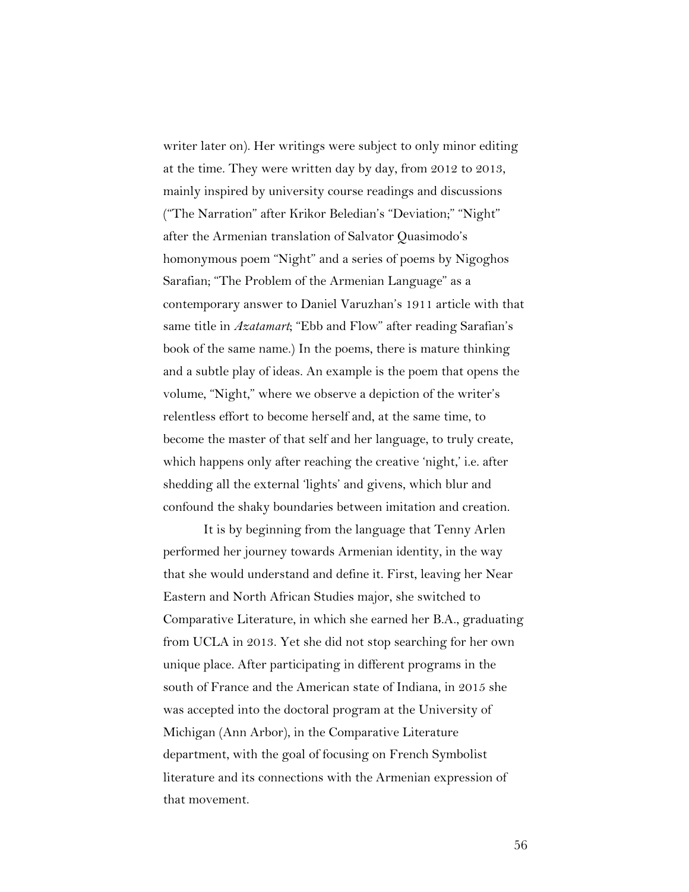writer later on). Her writings were subject to only minor editing at the time. They were written day by day, from 2012 to 2013, mainly inspired by university course readings and discussions ("The Narration" after Krikor Beledian's "Deviation;" "Night" after the Armenian translation of Salvator Quasimodo's homonymous poem "Night" and a series of poems by Nigoghos Sarafian; "The Problem of the Armenian Language" as a contemporary answer to Daniel Varuzhan's 1911 article with that same title in *Azatamart*; "Ebb and Flow" after reading Sarafian's book of the same name.) In the poems, there is mature thinking and a subtle play of ideas. An example is the poem that opens the volume, "Night," where we observe a depiction of the writer's relentless effort to become herself and, at the same time, to become the master of that self and her language, to truly create, which happens only after reaching the creative 'night,' i.e. after shedding all the external 'lights' and givens, which blur and confound the shaky boundaries between imitation and creation.

It is by beginning from the language that Tenny Arlen performed her journey towards Armenian identity, in the way that she would understand and define it. First, leaving her Near Eastern and North African Studies major, she switched to Comparative Literature, in which she earned her B.A., graduating from UCLA in 2013. Yet she did not stop searching for her own unique place. After participating in different programs in the south of France and the American state of Indiana, in 2015 she was accepted into the doctoral program at the University of Michigan (Ann Arbor), in the Comparative Literature department, with the goal of focusing on French Symbolist literature and its connections with the Armenian expression of that movement.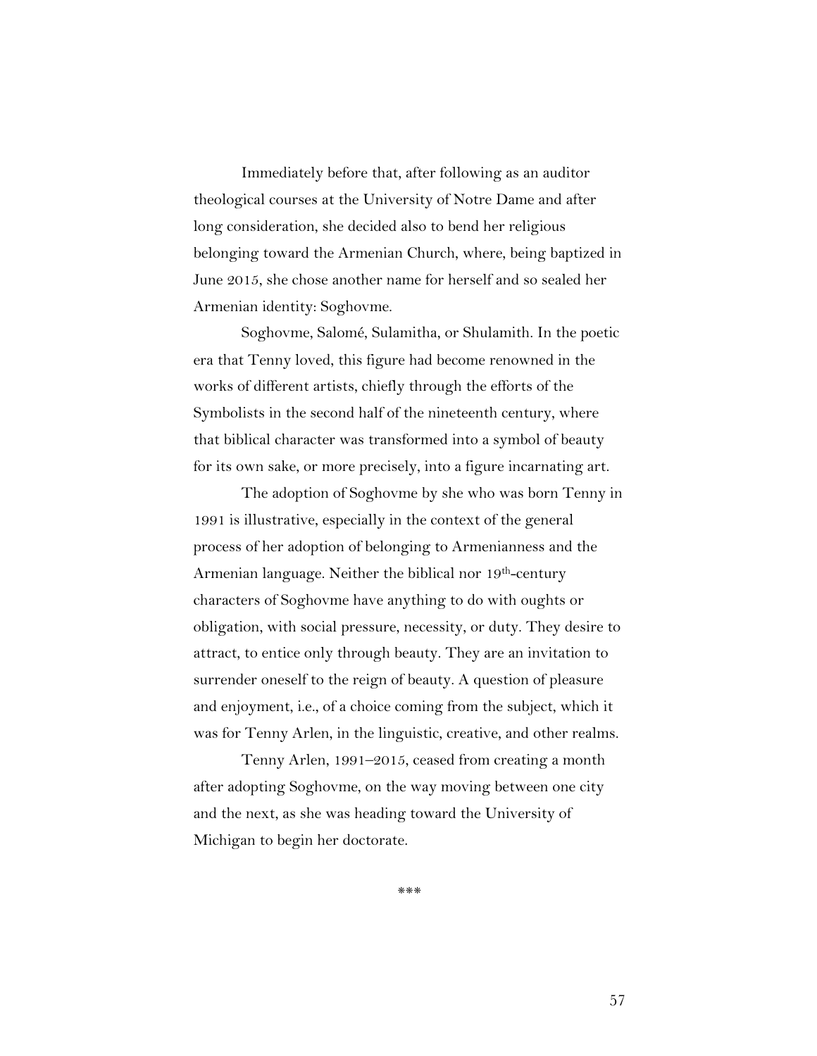Immediately before that, after following as an auditor theological courses at the University of Notre Dame and after long consideration, she decided also to bend her religious belonging toward the Armenian Church, where, being baptized in June 2015, she chose another name for herself and so sealed her Armenian identity: Soghovme.

Soghovme, Salomé, Sulamitha, or Shulamith. In the poetic era that Tenny loved, this figure had become renowned in the works of different artists, chiefly through the efforts of the Symbolists in the second half of the nineteenth century, where that biblical character was transformed into a symbol of beauty for its own sake, or more precisely, into a figure incarnating art.

The adoption of Soghovme by she who was born Tenny in 1991 is illustrative, especially in the context of the general process of her adoption of belonging to Armenianness and the Armenian language. Neither the biblical nor 19th-century characters of Soghovme have anything to do with oughts or obligation, with social pressure, necessity, or duty. They desire to attract, to entice only through beauty. They are an invitation to surrender oneself to the reign of beauty. A question of pleasure and enjoyment, i.e., of a choice coming from the subject, which it was for Tenny Arlen, in the linguistic, creative, and other realms.

Tenny Arlen, 1991–2015, ceased from creating a month after adopting Soghovme, on the way moving between one city and the next, as she was heading toward the University of Michigan to begin her doctorate.

***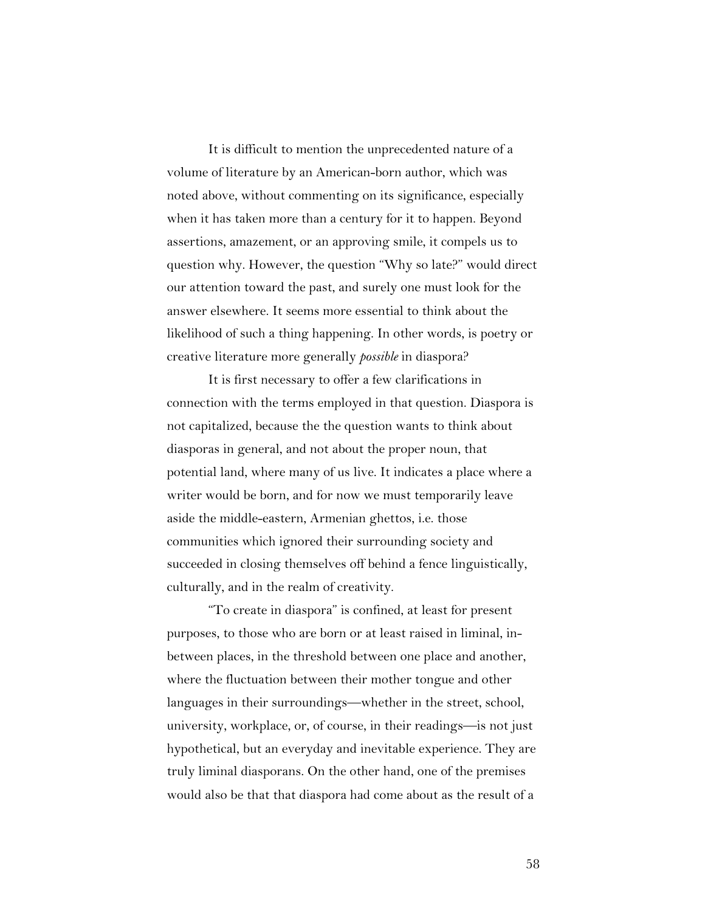It is difficult to mention the unprecedented nature of a volume of literature by an American-born author, which was noted above, without commenting on its significance, especially when it has taken more than a century for it to happen. Beyond assertions, amazement, or an approving smile, it compels us to question why. However, the question "Why so late?" would direct our attention toward the past, and surely one must look for the answer elsewhere. It seems more essential to think about the likelihood of such a thing happening. In other words, is poetry or creative literature more generally *possible* in diaspora?

It is first necessary to offer a few clarifications in connection with the terms employed in that question. Diaspora is not capitalized, because the the question wants to think about diasporas in general, and not about the proper noun, that potential land, where many of us live. It indicates a place where a writer would be born, and for now we must temporarily leave aside the middle-eastern, Armenian ghettos, i.e. those communities which ignored their surrounding society and succeeded in closing themselves off behind a fence linguistically, culturally, and in the realm of creativity.

"To create in diaspora" is confined, at least for present purposes, to those who are born or at least raised in liminal, in-between places, in the threshold between one place and another, where the fluctuation between their mother tongue and other languages in their surroundings—whether in the street, school, university, workplace, or, of course, in their readings—is not just hypothetical, but an everyday and inevitable experience. They are truly liminal diasporans. On the other hand, one of the premises would also be that that diaspora had come about as the result of a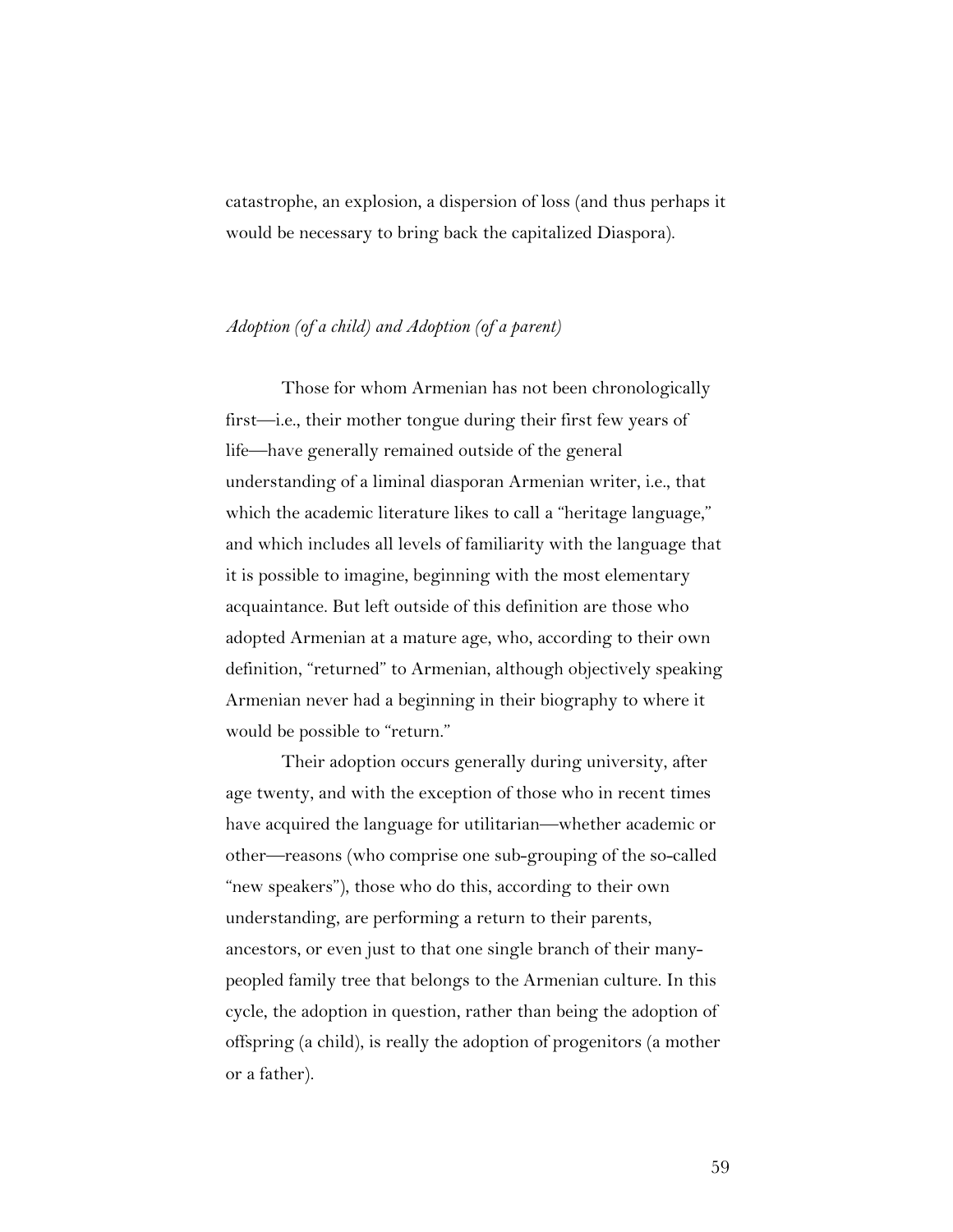catastrophe, an explosion, a dispersion of loss (and thus perhaps it would be necessary to bring back the capitalized Diaspora).

*Adoption (of a child) and Adoption (of a parent)*

Those for whom Armenian has not been chronologically first—i.e., their mother tongue during their first few years of life—have generally remained outside of the general understanding of a liminal diasporan Armenian writer, i.e., that which the academic literature likes to call a "heritage language," and which includes all levels of familiarity with the language that it is possible to imagine, beginning with the most elementary acquaintance. But left outside of this definition are those who adopted Armenian at a mature age, who, according to their own definition, "returned" to Armenian, although objectively speaking Armenian never had a beginning in their biography to where it would be possible to "return."

Their adoption occurs generally during university, after age twenty, and with the exception of those who in recent times have acquired the language for utilitarian—whether academic or other—reasons (who comprise one sub-grouping of the so-called "new speakers"), those who do this, according to their own understanding, are performing a return to their parents, ancestors, or even just to that one single branch of their many-peopled family tree that belongs to the Armenian culture. In this cycle, the adoption in question, rather than being the adoption of offspring (a child), is really the adoption of progenitors (a mother or a father).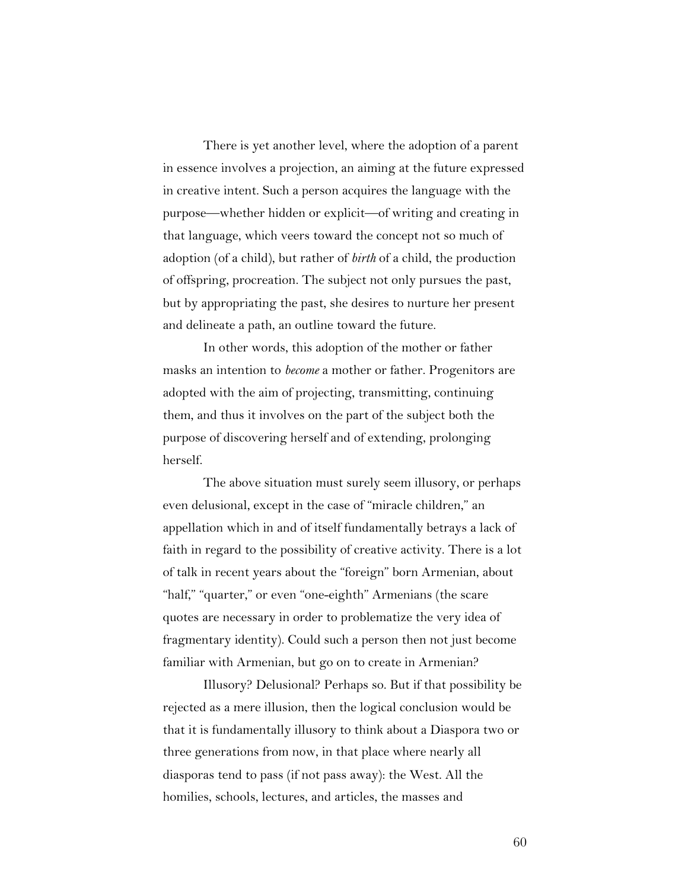There is yet another level, where the adoption of a parent in essence involves a projection, an aiming at the future expressed in creative intent. Such a person acquires the language with the purpose—whether hidden or explicit—of writing and creating in that language, which veers toward the concept not so much of adoption (of a child), but rather of *birth* of a child, the production of offspring, procreation. The subject not only pursues the past, but by appropriating the past, she desires to nurture her present and delineate a path, an outline toward the future.

In other words, this adoption of the mother or father masks an intention to *become* a mother or father. Progenitors are adopted with the aim of projecting, transmitting, continuing them, and thus it involves on the part of the subject both the purpose of discovering herself and of extending, prolonging herself.

The above situation must surely seem illusory, or perhaps even delusional, except in the case of "miracle children," an appellation which in and of itself fundamentally betrays a lack of faith in regard to the possibility of creative activity. There is a lot of talk in recent years about the "foreign" born Armenian, about "half," "quarter," or even "one-eighth" Armenians (the scare quotes are necessary in order to problematize the very idea of fragmentary identity). Could such a person then not just become familiar with Armenian, but go on to create in Armenian?

Illusory? Delusional? Perhaps so. But if that possibility be rejected as a mere illusion, then the logical conclusion would be that it is fundamentally illusory to think about a Diaspora two or three generations from now, in that place where nearly all diasporas tend to pass (if not pass away): the West. All the homilies, schools, lectures, and articles, the masses and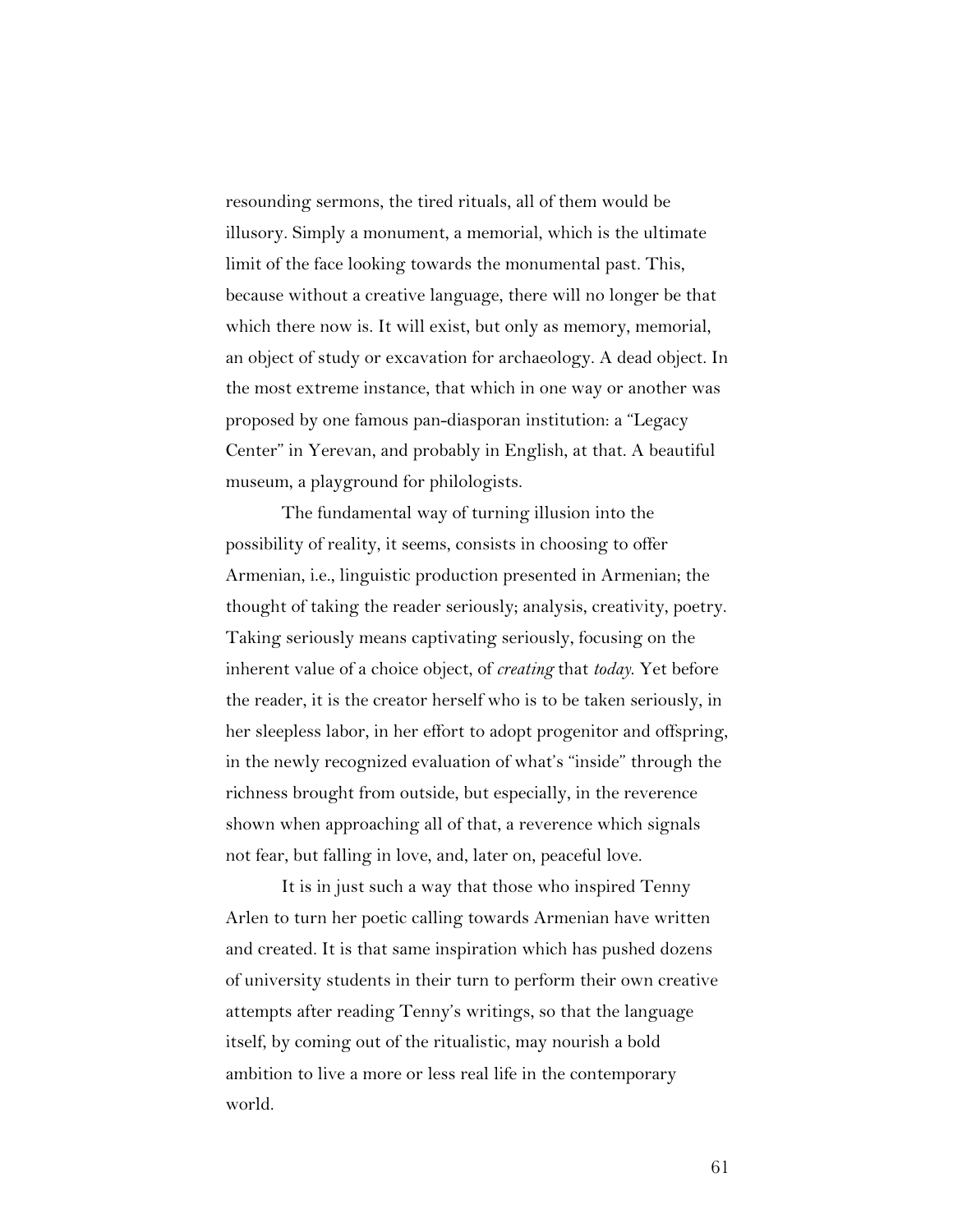resounding sermons, the tired rituals, all of them would be illusory. Simply a monument, a memorial, which is the ultimate limit of the face looking towards the monumental past. This, because without a creative language, there will no longer be that which there now is. It will exist, but only as memory, memorial, an object of study or excavation for archaeology. A dead object. In the most extreme instance, that which in one way or another was proposed by one famous pan-diasporan institution: a "Legacy Center" in Yerevan, and probably in English, at that. A beautiful museum, a playground for philologists.

The fundamental way of turning illusion into the possibility of reality, it seems, consists in choosing to offer Armenian, i.e., linguistic production presented in Armenian; the thought of taking the reader seriously; analysis, creativity, poetry. Taking seriously means captivating seriously, focusing on the inherent value of a choice object, of *creating* that *today.* Yet before the reader, it is the creator herself who is to be taken seriously, in her sleepless labor, in her effort to adopt progenitor and offspring, in the newly recognized evaluation of what's "inside" through the richness brought from outside, but especially, in the reverence shown when approaching all of that, a reverence which signals not fear, but falling in love, and, later on, peaceful love.

It is in just such a way that those who inspired Tenny Arlen to turn her poetic calling towards Armenian have written and created. It is that same inspiration which has pushed dozens of university students in their turn to perform their own creative attempts after reading Tenny's writings, so that the language itself, by coming out of the ritualistic, may nourish a bold ambition to live a more or less real life in the contemporary world.